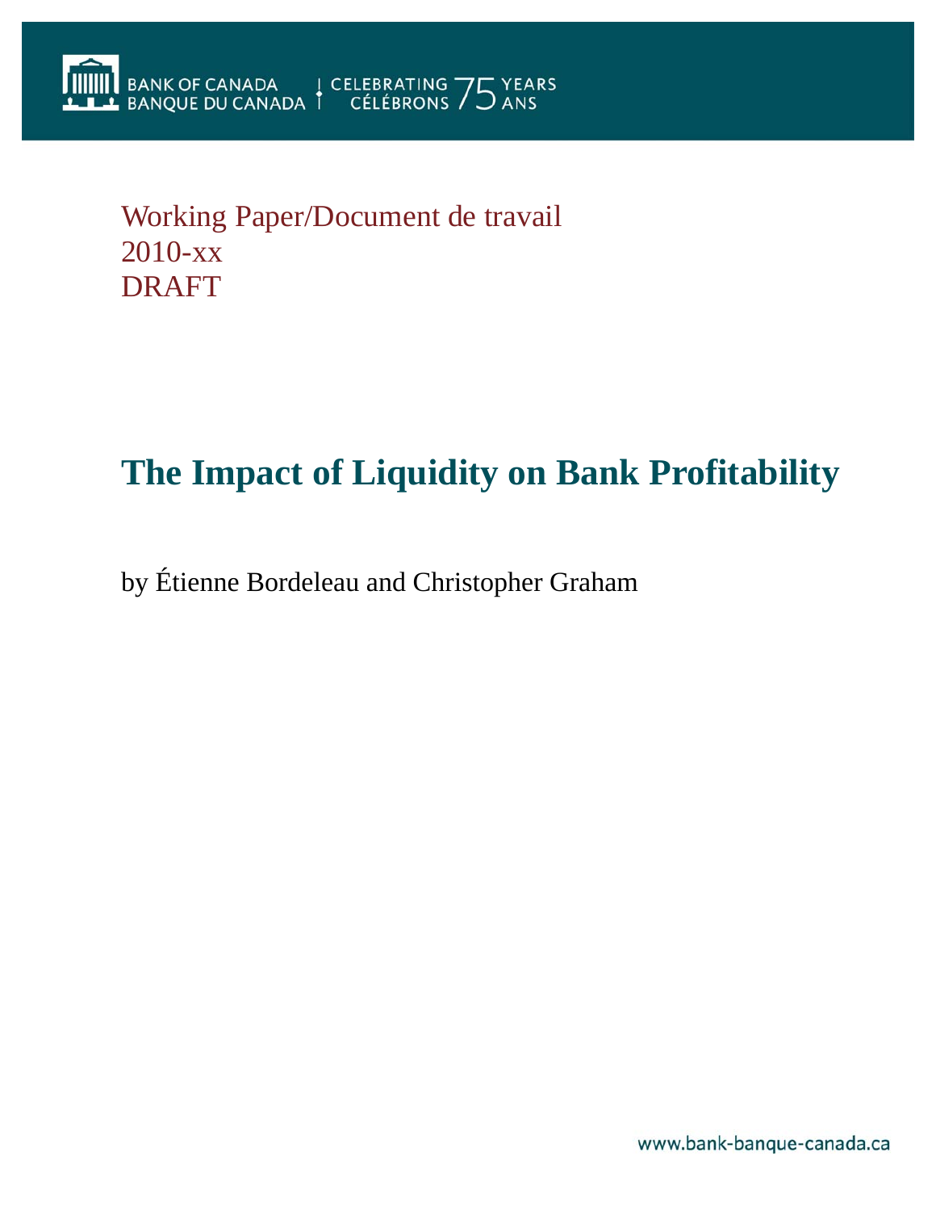BANK OF CANADA
BANQUE DU CANADA | CELEBRATING 75 YEARS
CÉLÉBRONS 75 ANS

Working Paper/Document de travail
2010-xx
DRAFT

# The Impact of Liquidity on Bank Profitability

by Étienne Bordeleau and Christopher Graham

www.bank-banque-canada.ca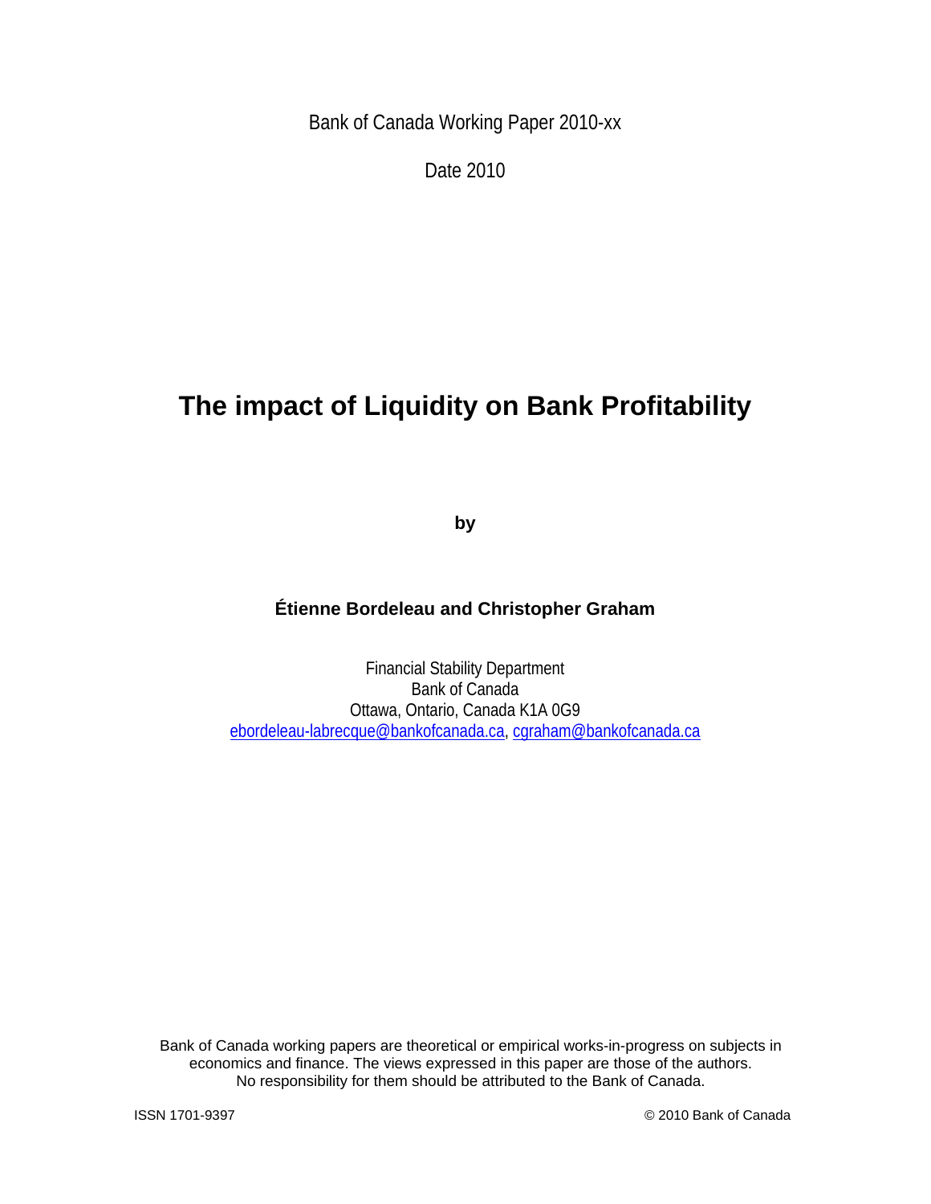Bank of Canada Working Paper 2010-xx

Date 2010

# The impact of Liquidity on Bank Profitability

**by**

**Étienne Bordeleau and Christopher Graham**

Financial Stability Department
Bank of Canada
Ottawa, Ontario, Canada K1A 0G9
ebordeleau-labrecque@bankofcanada.ca, cgraham@bankofcanada.ca

Bank of Canada working papers are theoretical or empirical works-in-progress on subjects in economics and finance. The views expressed in this paper are those of the authors. No responsibility for them should be attributed to the Bank of Canada.

ISSN 1701-9397 © 2010 Bank of Canada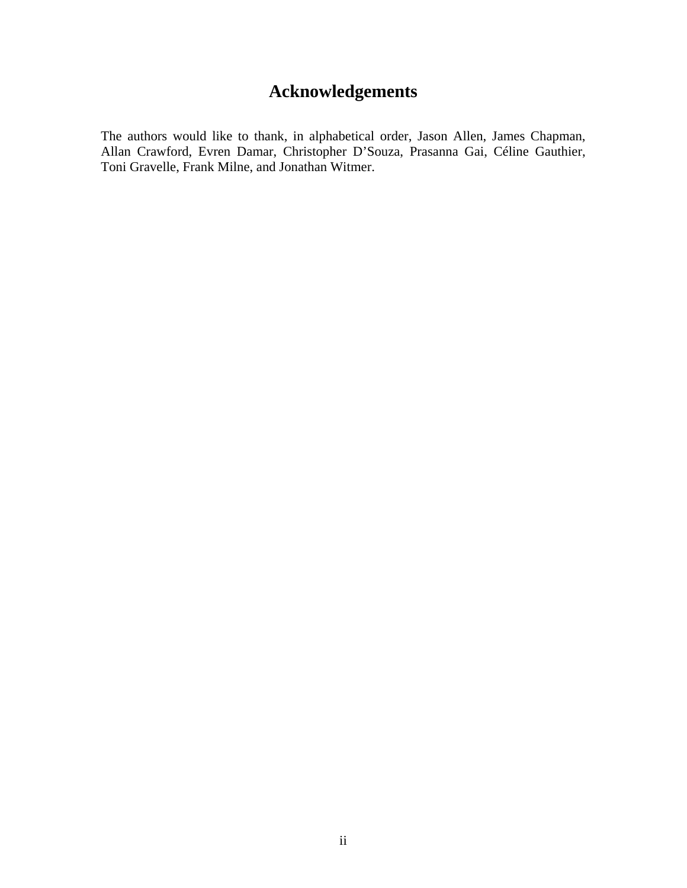# Acknowledgements

The authors would like to thank, in alphabetical order, Jason Allen, James Chapman, Allan Crawford, Evren Damar, Christopher D'Souza, Prasanna Gai, Céline Gauthier, Toni Gravelle, Frank Milne, and Jonathan Witmer.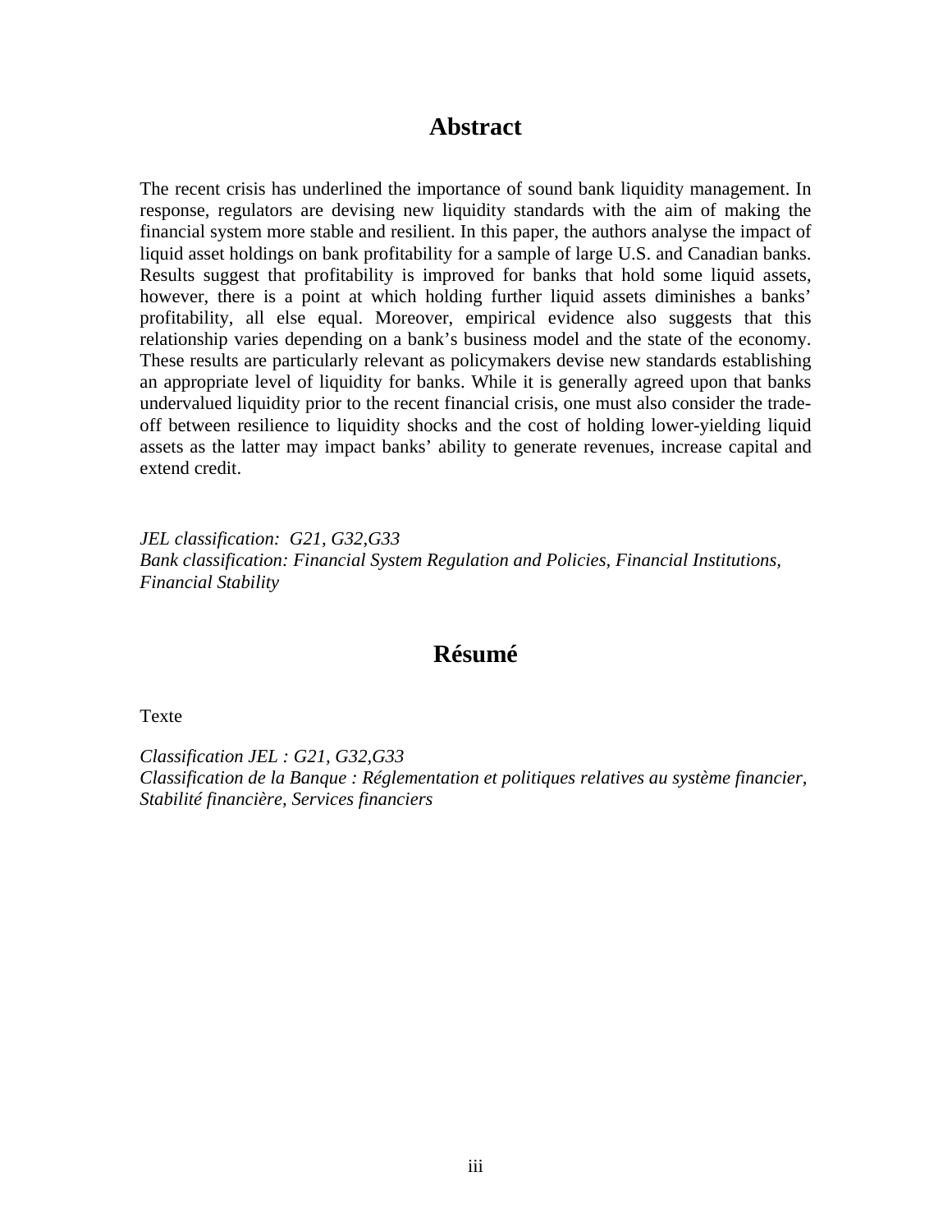## Abstract

The recent crisis has underlined the importance of sound bank liquidity management. In response, regulators are devising new liquidity standards with the aim of making the financial system more stable and resilient. In this paper, the authors analyse the impact of liquid asset holdings on bank profitability for a sample of large U.S. and Canadian banks. Results suggest that profitability is improved for banks that hold some liquid assets, however, there is a point at which holding further liquid assets diminishes a banks' profitability, all else equal. Moreover, empirical evidence also suggests that this relationship varies depending on a bank's business model and the state of the economy. These results are particularly relevant as policymakers devise new standards establishing an appropriate level of liquidity for banks. While it is generally agreed upon that banks undervalued liquidity prior to the recent financial crisis, one must also consider the trade-off between resilience to liquidity shocks and the cost of holding lower-yielding liquid assets as the latter may impact banks' ability to generate revenues, increase capital and extend credit.

*JEL classification: G21, G32,G33*
*Bank classification: Financial System Regulation and Policies, Financial Institutions, Financial Stability*

## Résumé

Texte

*Classification JEL : G21, G32,G33*
*Classification de la Banque : Réglementation et politiques relatives au système financier, Stabilité financière, Services financiers*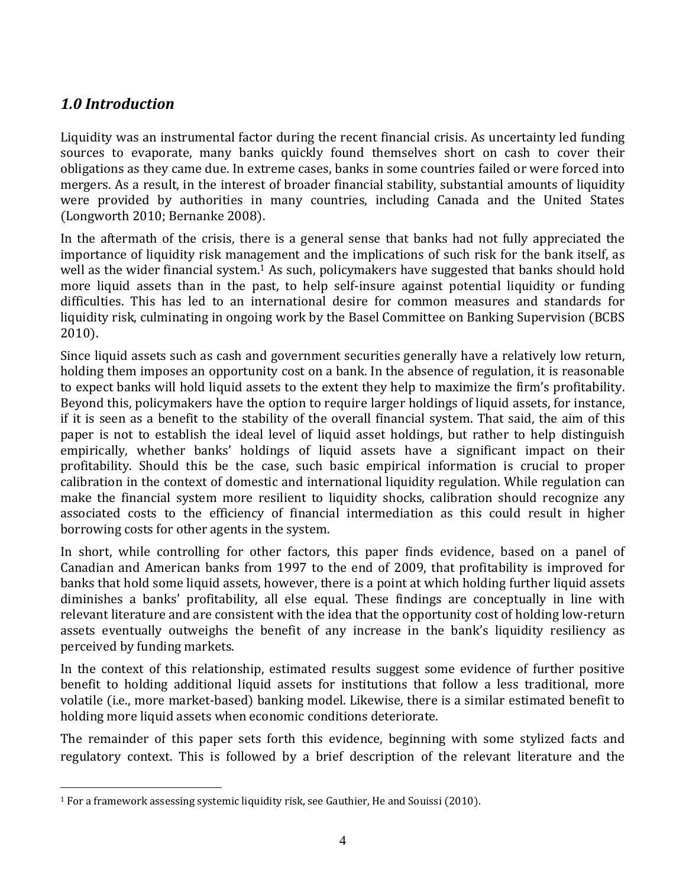## *1.0 Introduction*

Liquidity was an instrumental factor during the recent financial crisis. As uncertainty led funding sources to evaporate, many banks quickly found themselves short on cash to cover their obligations as they came due. In extreme cases, banks in some countries failed or were forced into mergers. As a result, in the interest of broader financial stability, substantial amounts of liquidity were provided by authorities in many countries, including Canada and the United States (Longworth 2010; Bernanke 2008).

In the aftermath of the crisis, there is a general sense that banks had not fully appreciated the importance of liquidity risk management and the implications of such risk for the bank itself, as well as the wider financial system.[1] As such, policymakers have suggested that banks should hold more liquid assets than in the past, to help self-insure against potential liquidity or funding difficulties. This has led to an international desire for common measures and standards for liquidity risk, culminating in ongoing work by the Basel Committee on Banking Supervision (BCBS 2010).

Since liquid assets such as cash and government securities generally have a relatively low return, holding them imposes an opportunity cost on a bank. In the absence of regulation, it is reasonable to expect banks will hold liquid assets to the extent they help to maximize the firm's profitability. Beyond this, policymakers have the option to require larger holdings of liquid assets, for instance, if it is seen as a benefit to the stability of the overall financial system. That said, the aim of this paper is not to establish the ideal level of liquid asset holdings, but rather to help distinguish empirically, whether banks' holdings of liquid assets have a significant impact on their profitability. Should this be the case, such basic empirical information is crucial to proper calibration in the context of domestic and international liquidity regulation. While regulation can make the financial system more resilient to liquidity shocks, calibration should recognize any associated costs to the efficiency of financial intermediation as this could result in higher borrowing costs for other agents in the system.

In short, while controlling for other factors, this paper finds evidence, based on a panel of Canadian and American banks from 1997 to the end of 2009, that profitability is improved for banks that hold some liquid assets, however, there is a point at which holding further liquid assets diminishes a banks' profitability, all else equal. These findings are conceptually in line with relevant literature and are consistent with the idea that the opportunity cost of holding low-return assets eventually outweighs the benefit of any increase in the bank's liquidity resiliency as perceived by funding markets.

In the context of this relationship, estimated results suggest some evidence of further positive benefit to holding additional liquid assets for institutions that follow a less traditional, more volatile (i.e., more market-based) banking model. Likewise, there is a similar estimated benefit to holding more liquid assets when economic conditions deteriorate.

The remainder of this paper sets forth this evidence, beginning with some stylized facts and regulatory context. This is followed by a brief description of the relevant literature and the

[1] For a framework assessing systemic liquidity risk, see Gauthier, He and Souissi (2010).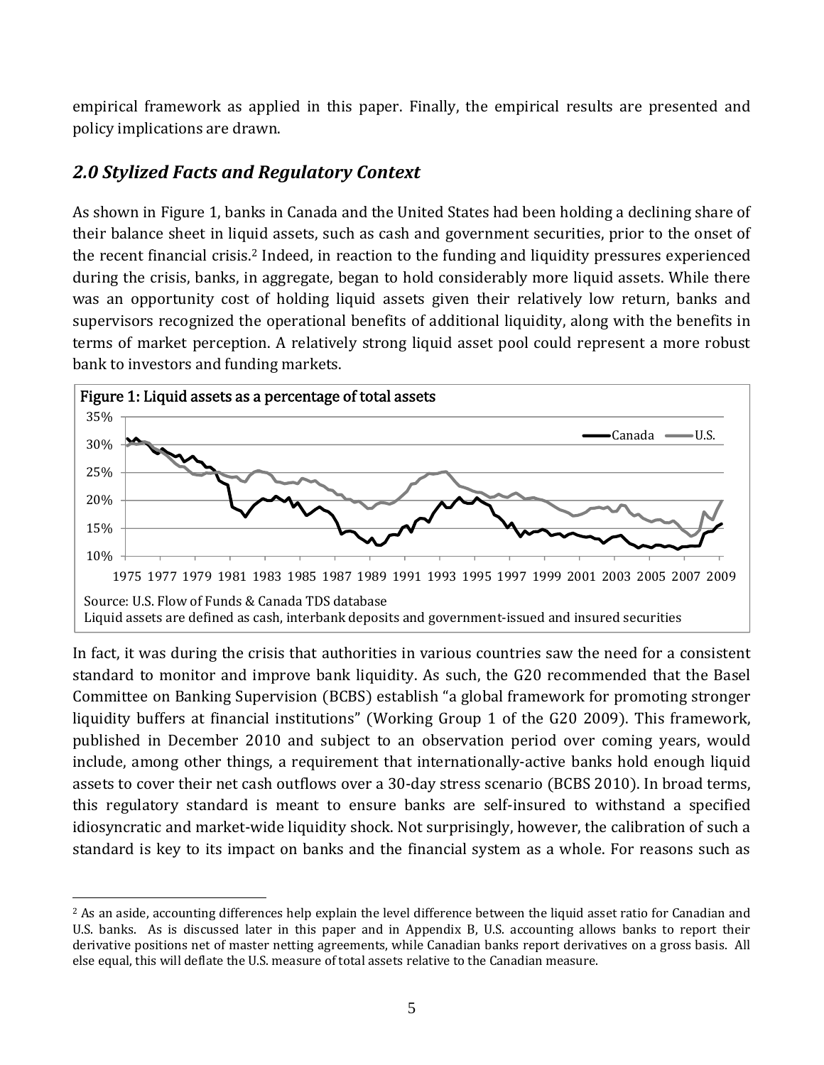empirical framework as applied in this paper. Finally, the empirical results are presented and policy implications are drawn.

## *2.0 Stylized Facts and Regulatory Context*

As shown in Figure 1, banks in Canada and the United States had been holding a declining share of their balance sheet in liquid assets, such as cash and government securities, prior to the onset of the recent financial crisis.[2] Indeed, in reaction to the funding and liquidity pressures experienced during the crisis, banks, in aggregate, began to hold considerably more liquid assets. While there was an opportunity cost of holding liquid assets given their relatively low return, banks and supervisors recognized the operational benefits of additional liquidity, along with the benefits in terms of market perception. A relatively strong liquid asset pool could represent a more robust bank to investors and funding markets.

Figure 1: Liquid assets as a percentage of total assets

Source: U.S. Flow of Funds & Canada TDS database
Liquid assets are defined as cash, interbank deposits and government-issued and insured securities

In fact, it was during the crisis that authorities in various countries saw the need for a consistent standard to monitor and improve bank liquidity. As such, the G20 recommended that the Basel Committee on Banking Supervision (BCBS) establish "a global framework for promoting stronger liquidity buffers at financial institutions" (Working Group 1 of the G20 2009). This framework, published in December 2010 and subject to an observation period over coming years, would include, among other things, a requirement that internationally-active banks hold enough liquid assets to cover their net cash outflows over a 30-day stress scenario (BCBS 2010). In broad terms, this regulatory standard is meant to ensure banks are self-insured to withstand a specified idiosyncratic and market-wide liquidity shock. Not surprisingly, however, the calibration of such a standard is key to its impact on banks and the financial system as a whole. For reasons such as

[2] As an aside, accounting differences help explain the level difference between the liquid asset ratio for Canadian and U.S. banks. As is discussed later in this paper and in Appendix B, U.S. accounting allows banks to report their derivative positions net of master netting agreements, while Canadian banks report derivatives on a gross basis. All else equal, this will deflate the U.S. measure of total assets relative to the Canadian measure.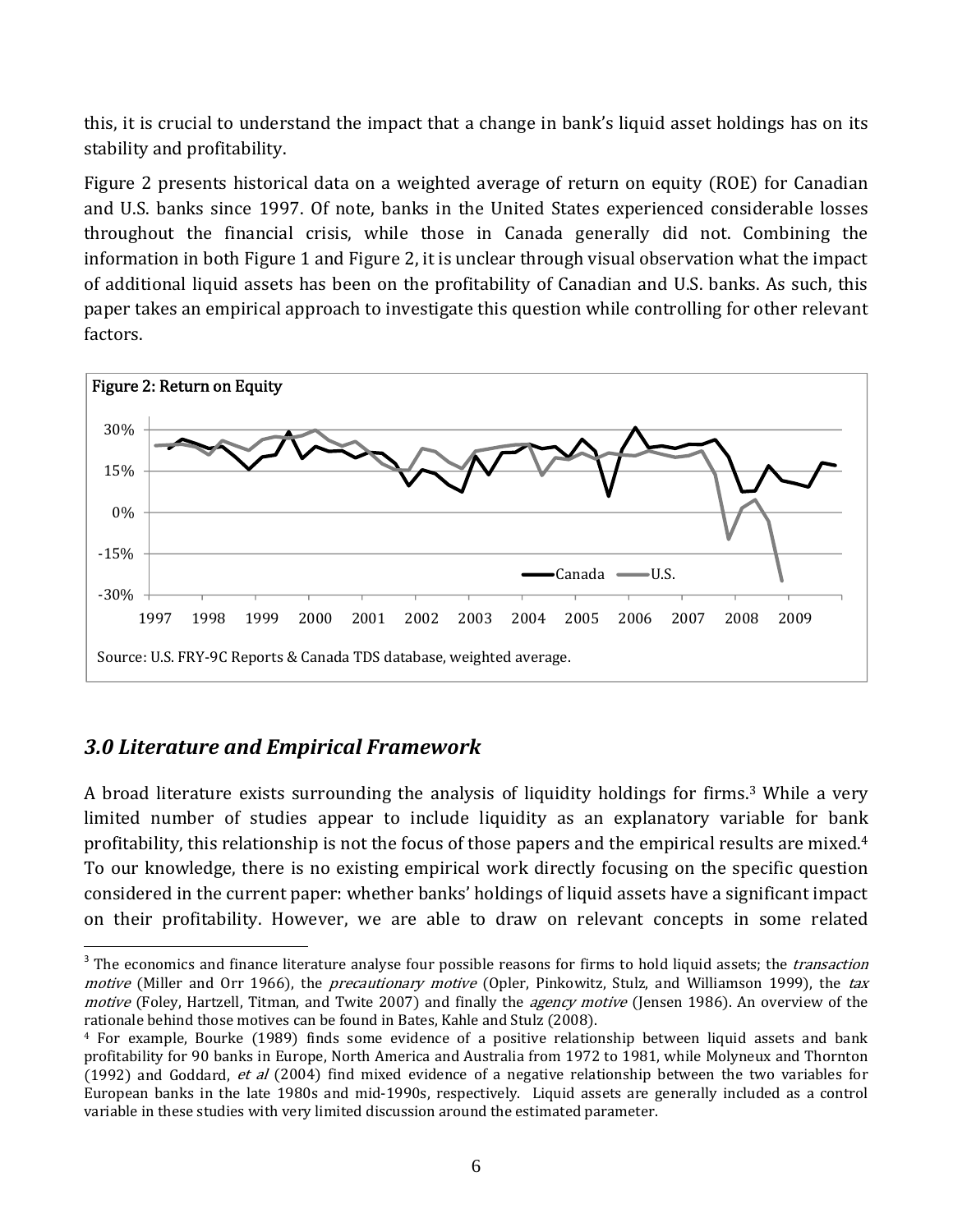this, it is crucial to understand the impact that a change in bank's liquid asset holdings has on its stability and profitability.

Figure 2 presents historical data on a weighted average of return on equity (ROE) for Canadian and U.S. banks since 1997. Of note, banks in the United States experienced considerable losses throughout the financial crisis, while those in Canada generally did not. Combining the information in both Figure 1 and Figure 2, it is unclear through visual observation what the impact of additional liquid assets has been on the profitability of Canadian and U.S. banks. As such, this paper takes an empirical approach to investigate this question while controlling for other relevant factors.

Figure 2: Return on Equity

Source: U.S. FRY-9C Reports & Canada TDS database, weighted average.

## *3.0 Literature and Empirical Framework*

A broad literature exists surrounding the analysis of liquidity holdings for firms.[3] While a very limited number of studies appear to include liquidity as an explanatory variable for bank profitability, this relationship is not the focus of those papers and the empirical results are mixed.[4] To our knowledge, there is no existing empirical work directly focusing on the specific question considered in the current paper: whether banks' holdings of liquid assets have a significant impact on their profitability. However, we are able to draw on relevant concepts in some related

---

[3] The economics and finance literature analyse four possible reasons for firms to hold liquid assets; the *transaction motive* (Miller and Orr 1966), the *precautionary motive* (Opler, Pinkowitz, Stulz, and Williamson 1999), the *tax motive* (Foley, Hartzell, Titman, and Twite 2007) and finally the *agency motive* (Jensen 1986). An overview of the rationale behind those motives can be found in Bates, Kahle and Stulz (2008).

[4] For example, Bourke (1989) finds some evidence of a positive relationship between liquid assets and bank profitability for 90 banks in Europe, North America and Australia from 1972 to 1981, while Molyneux and Thornton (1992) and Goddard, *et al* (2004) find mixed evidence of a negative relationship between the two variables for European banks in the late 1980s and mid-1990s, respectively. Liquid assets are generally included as a control variable in these studies with very limited discussion around the estimated parameter.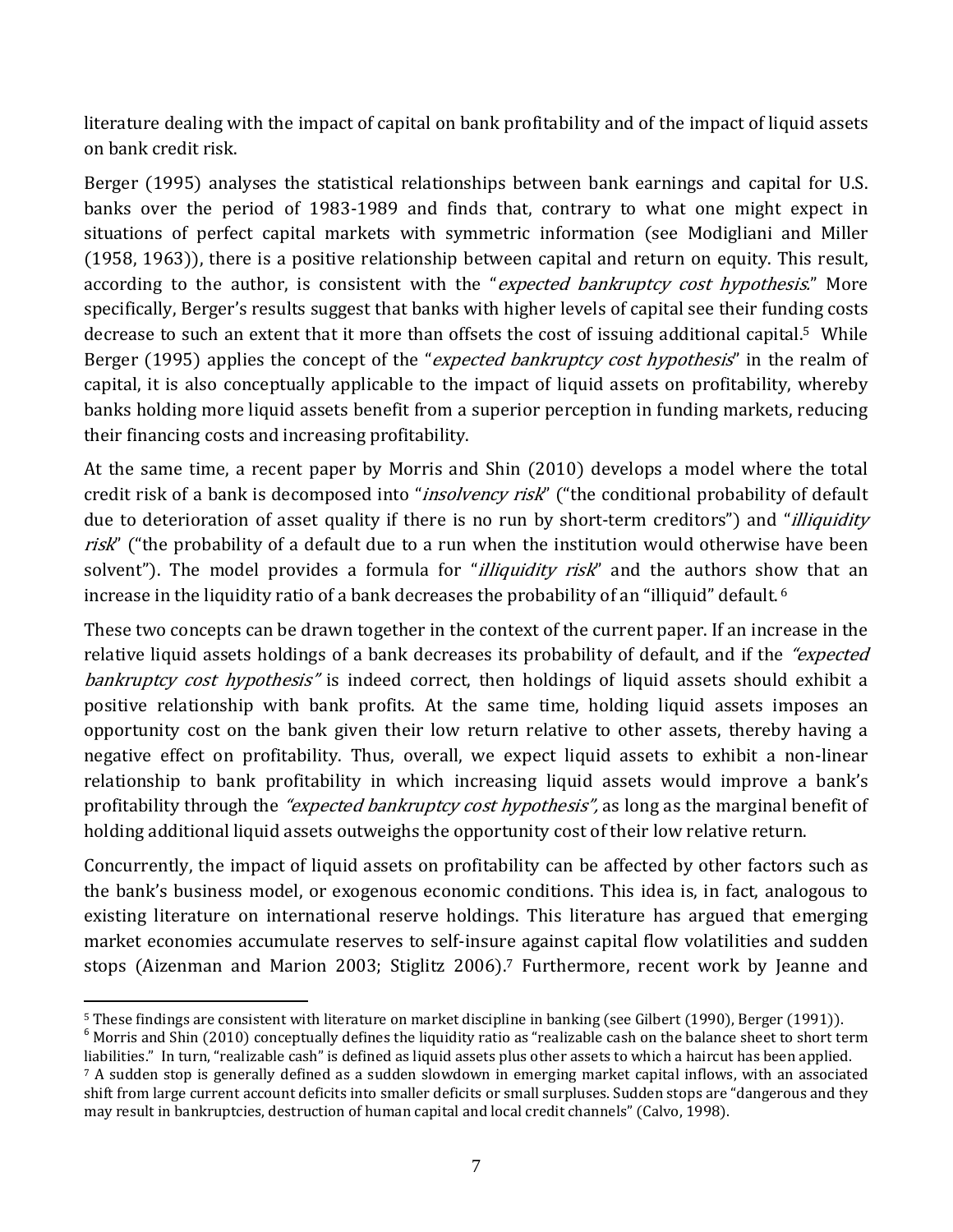literature dealing with the impact of capital on bank profitability and of the impact of liquid assets on bank credit risk.

Berger (1995) analyses the statistical relationships between bank earnings and capital for U.S. banks over the period of 1983-1989 and finds that, contrary to what one might expect in situations of perfect capital markets with symmetric information (see Modigliani and Miller (1958, 1963)), there is a positive relationship between capital and return on equity. This result, according to the author, is consistent with the "*expected bankruptcy cost hypothesis*." More specifically, Berger's results suggest that banks with higher levels of capital see their funding costs decrease to such an extent that it more than offsets the cost of issuing additional capital.[5] While Berger (1995) applies the concept of the "*expected bankruptcy cost hypothesis*" in the realm of capital, it is also conceptually applicable to the impact of liquid assets on profitability, whereby banks holding more liquid assets benefit from a superior perception in funding markets, reducing their financing costs and increasing profitability.

At the same time, a recent paper by Morris and Shin (2010) develops a model where the total credit risk of a bank is decomposed into "*insolvency risk*" ("the conditional probability of default due to deterioration of asset quality if there is no run by short-term creditors") and "*illiquidity risk*" ("the probability of a default due to a run when the institution would otherwise have been solvent"). The model provides a formula for "*illiquidity risk*" and the authors show that an increase in the liquidity ratio of a bank decreases the probability of an "illiquid" default.[6]

These two concepts can be drawn together in the context of the current paper. If an increase in the relative liquid assets holdings of a bank decreases its probability of default, and if the *"expected bankruptcy cost hypothesis"* is indeed correct, then holdings of liquid assets should exhibit a positive relationship with bank profits. At the same time, holding liquid assets imposes an opportunity cost on the bank given their low return relative to other assets, thereby having a negative effect on profitability. Thus, overall, we expect liquid assets to exhibit a non-linear relationship to bank profitability in which increasing liquid assets would improve a bank's profitability through the *"expected bankruptcy cost hypothesis",* as long as the marginal benefit of holding additional liquid assets outweighs the opportunity cost of their low relative return.

Concurrently, the impact of liquid assets on profitability can be affected by other factors such as the bank's business model, or exogenous economic conditions. This idea is, in fact, analogous to existing literature on international reserve holdings. This literature has argued that emerging market economies accumulate reserves to self-insure against capital flow volatilities and sudden stops (Aizenman and Marion 2003; Stiglitz 2006).[7] Furthermore, recent work by Jeanne and

---

[5] These findings are consistent with literature on market discipline in banking (see Gilbert (1990), Berger (1991)).

[6] Morris and Shin (2010) conceptually defines the liquidity ratio as "realizable cash on the balance sheet to short term liabilities." In turn, "realizable cash" is defined as liquid assets plus other assets to which a haircut has been applied.

[7] A sudden stop is generally defined as a sudden slowdown in emerging market capital inflows, with an associated shift from large current account deficits into smaller deficits or small surpluses. Sudden stops are "dangerous and they may result in bankruptcies, destruction of human capital and local credit channels" (Calvo, 1998).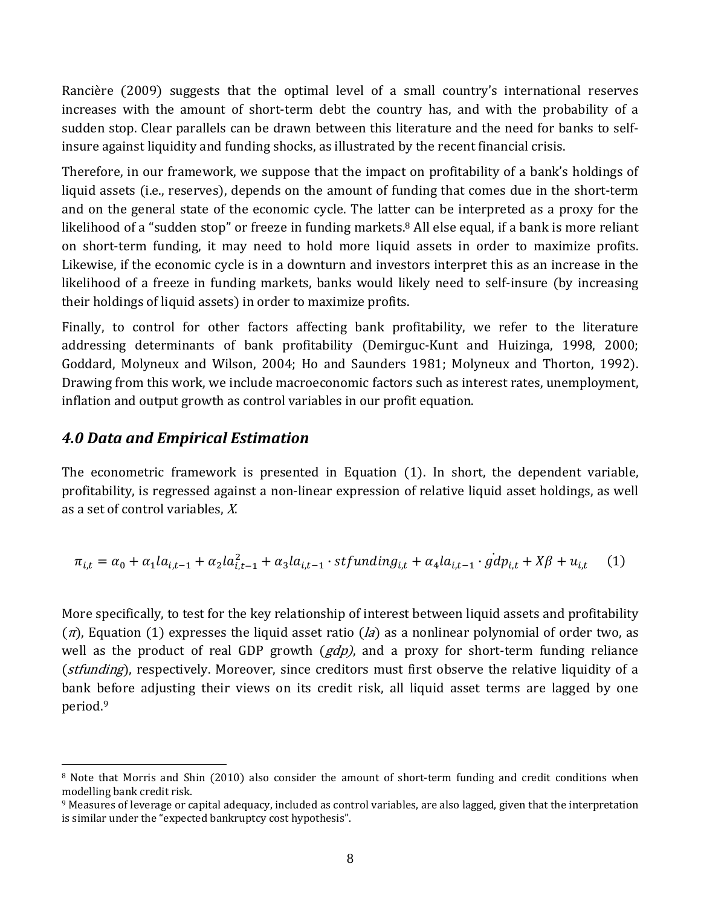Rancière (2009) suggests that the optimal level of a small country's international reserves increases with the amount of short-term debt the country has, and with the probability of a sudden stop. Clear parallels can be drawn between this literature and the need for banks to self-insure against liquidity and funding shocks, as illustrated by the recent financial crisis.

Therefore, in our framework, we suppose that the impact on profitability of a bank's holdings of liquid assets (i.e., reserves), depends on the amount of funding that comes due in the short-term and on the general state of the economic cycle. The latter can be interpreted as a proxy for the likelihood of a "sudden stop" or freeze in funding markets.[8] All else equal, if a bank is more reliant on short-term funding, it may need to hold more liquid assets in order to maximize profits. Likewise, if the economic cycle is in a downturn and investors interpret this as an increase in the likelihood of a freeze in funding markets, banks would likely need to self-insure (by increasing their holdings of liquid assets) in order to maximize profits.

Finally, to control for other factors affecting bank profitability, we refer to the literature addressing determinants of bank profitability (Demirguc-Kunt and Huizinga, 1998, 2000; Goddard, Molyneux and Wilson, 2004; Ho and Saunders 1981; Molyneux and Thorton, 1992). Drawing from this work, we include macroeconomic factors such as interest rates, unemployment, inflation and output growth as control variables in our profit equation.

## *4.0 Data and Empirical Estimation*

The econometric framework is presented in Equation (1). In short, the dependent variable, profitability, is regressed against a non-linear expression of relative liquid asset holdings, as well as a set of control variables, $X$.

$$\pi_{i,t} = \alpha_0 + \alpha_1 la_{i,t-1} + \alpha_2 la_{i,t-1}^2 + \alpha_3 la_{i,t-1} \cdot stfunding_{i,t} + \alpha_4 la_{i,t-1} \cdot \dot{gdp}_{i,t} + X\beta + u_{i,t} \qquad (1)$$

More specifically, to test for the key relationship of interest between liquid assets and profitability ($\pi$), Equation (1) expresses the liquid asset ratio ($la$) as a nonlinear polynomial of order two, as well as the product of real GDP growth ($gdp$), and a proxy for short-term funding reliance ($stfunding$), respectively. Moreover, since creditors must first observe the relative liquidity of a bank before adjusting their views on its credit risk, all liquid asset terms are lagged by one period.[9]

---

[8] Note that Morris and Shin (2010) also consider the amount of short-term funding and credit conditions when modelling bank credit risk.

[9] Measures of leverage or capital adequacy, included as control variables, are also lagged, given that the interpretation is similar under the "expected bankruptcy cost hypothesis".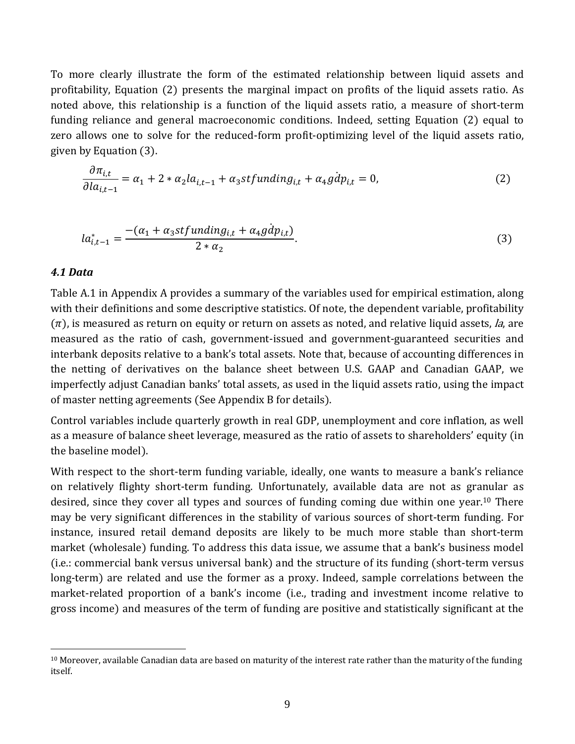To more clearly illustrate the form of the estimated relationship between liquid assets and profitability, Equation (2) presents the marginal impact on profits of the liquid assets ratio. As noted above, this relationship is a function of the liquid assets ratio, a measure of short-term funding reliance and general macroeconomic conditions. Indeed, setting Equation (2) equal to zero allows one to solve for the reduced-form profit-optimizing level of the liquid assets ratio, given by Equation (3).

$$\frac{\partial \pi_{i,t}}{\partial la_{i,t-1}} = \alpha_1 + 2 * \alpha_2 la_{i,t-1} + \alpha_3 stfunding_{i,t} + \alpha_4 g\dot{d}p_{i,t} = 0, \tag{2}$$

$$la^*_{i,t-1} = \frac{-(\alpha_1 + \alpha_3 stfunding_{i,t} + \alpha_4 g\dot{d}p_{i,t})}{2 * \alpha_2}. \tag{3}$$

### *4.1 Data*

Table A.1 in Appendix A provides a summary of the variables used for empirical estimation, along with their definitions and some descriptive statistics. Of note, the dependent variable, profitability ($\pi$), is measured as return on equity or return on assets as noted, and relative liquid assets, *la*, are measured as the ratio of cash, government-issued and government-guaranteed securities and interbank deposits relative to a bank's total assets. Note that, because of accounting differences in the netting of derivatives on the balance sheet between U.S. GAAP and Canadian GAAP, we imperfectly adjust Canadian banks' total assets, as used in the liquid assets ratio, using the impact of master netting agreements (See Appendix B for details).

Control variables include quarterly growth in real GDP, unemployment and core inflation, as well as a measure of balance sheet leverage, measured as the ratio of assets to shareholders' equity (in the baseline model).

With respect to the short-term funding variable, ideally, one wants to measure a bank's reliance on relatively flighty short-term funding. Unfortunately, available data are not as granular as desired, since they cover all types and sources of funding coming due within one year.[10] There may be very significant differences in the stability of various sources of short-term funding. For instance, insured retail demand deposits are likely to be much more stable than short-term market (wholesale) funding. To address this data issue, we assume that a bank's business model (i.e.: commercial bank versus universal bank) and the structure of its funding (short-term versus long-term) are related and use the former as a proxy. Indeed, sample correlations between the market-related proportion of a bank's income (i.e., trading and investment income relative to gross income) and measures of the term of funding are positive and statistically significant at the

[10] Moreover, available Canadian data are based on maturity of the interest rate rather than the maturity of the funding itself.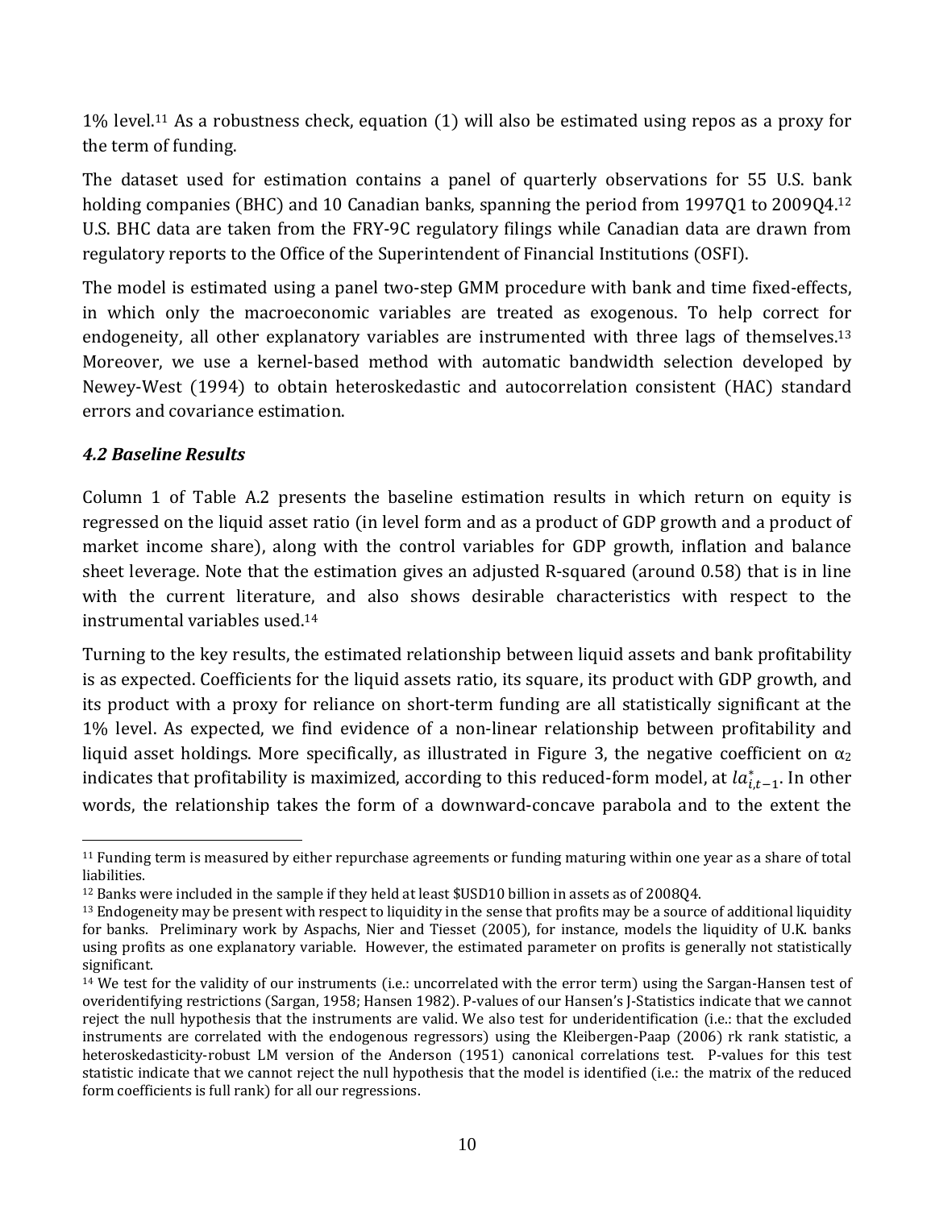1% level.[11] As a robustness check, equation (1) will also be estimated using repos as a proxy for the term of funding.

The dataset used for estimation contains a panel of quarterly observations for 55 U.S. bank holding companies (BHC) and 10 Canadian banks, spanning the period from 1997Q1 to 2009Q4.[12] U.S. BHC data are taken from the FRY-9C regulatory filings while Canadian data are drawn from regulatory reports to the Office of the Superintendent of Financial Institutions (OSFI).

The model is estimated using a panel two-step GMM procedure with bank and time fixed-effects, in which only the macroeconomic variables are treated as exogenous. To help correct for endogeneity, all other explanatory variables are instrumented with three lags of themselves.[13] Moreover, we use a kernel-based method with automatic bandwidth selection developed by Newey-West (1994) to obtain heteroskedastic and autocorrelation consistent (HAC) standard errors and covariance estimation.

### *4.2 Baseline Results*

Column 1 of Table A.2 presents the baseline estimation results in which return on equity is regressed on the liquid asset ratio (in level form and as a product of GDP growth and a product of market income share), along with the control variables for GDP growth, inflation and balance sheet leverage. Note that the estimation gives an adjusted R-squared (around 0.58) that is in line with the current literature, and also shows desirable characteristics with respect to the instrumental variables used.[14]

Turning to the key results, the estimated relationship between liquid assets and bank profitability is as expected. Coefficients for the liquid assets ratio, its square, its product with GDP growth, and its product with a proxy for reliance on short-term funding are all statistically significant at the 1% level. As expected, we find evidence of a non-linear relationship between profitability and liquid asset holdings. More specifically, as illustrated in Figure 3, the negative coefficient on $\alpha_2$ indicates that profitability is maximized, according to this reduced-form model, at $la^*_{i,t-1}$. In other words, the relationship takes the form of a downward-concave parabola and to the extent the

---

[11] Funding term is measured by either repurchase agreements or funding maturing within one year as a share of total liabilities.

[12] Banks were included in the sample if they held at least $USD10 billion in assets as of 2008Q4.

[13] Endogeneity may be present with respect to liquidity in the sense that profits may be a source of additional liquidity for banks. Preliminary work by Aspachs, Nier and Tiesset (2005), for instance, models the liquidity of U.K. banks using profits as one explanatory variable. However, the estimated parameter on profits is generally not statistically significant.

[14] We test for the validity of our instruments (i.e.: uncorrelated with the error term) using the Sargan-Hansen test of overidentifying restrictions (Sargan, 1958; Hansen 1982). P-values of our Hansen's J-Statistics indicate that we cannot reject the null hypothesis that the instruments are valid. We also test for underidentification (i.e.: that the excluded instruments are correlated with the endogenous regressors) using the Kleibergen-Paap (2006) rk rank statistic, a heteroskedasticity-robust LM version of the Anderson (1951) canonical correlations test. P-values for this test statistic indicate that we cannot reject the null hypothesis that the model is identified (i.e.: the matrix of the reduced form coefficients is full rank) for all our regressions.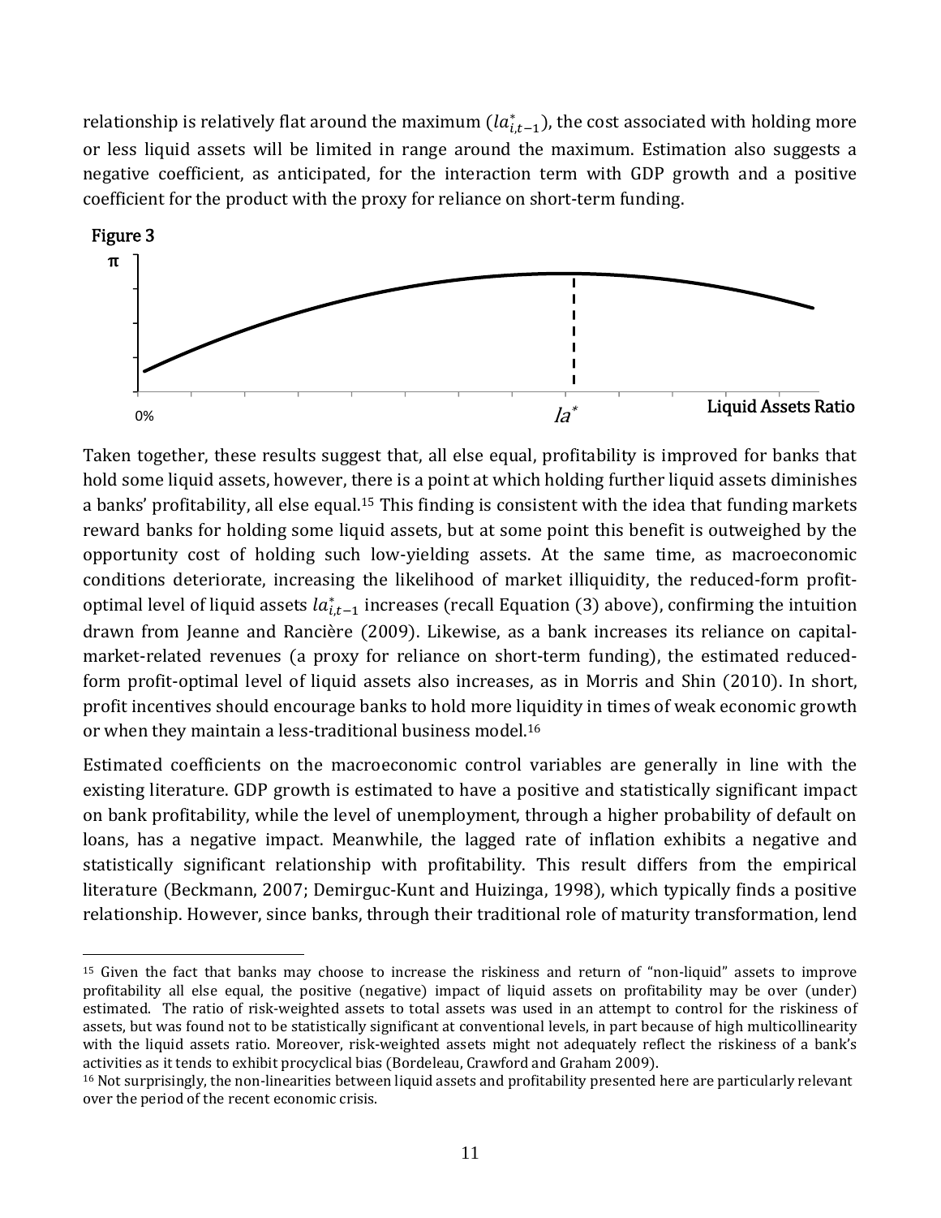relationship is relatively flat around the maximum ($la^*_{i,t-1}$), the cost associated with holding more or less liquid assets will be limited in range around the maximum. Estimation also suggests a negative coefficient, as anticipated, for the interaction term with GDP growth and a positive coefficient for the product with the proxy for reliance on short-term funding.

Figure 3

π

0% $la^*$ Liquid Assets Ratio

Taken together, these results suggest that, all else equal, profitability is improved for banks that hold some liquid assets, however, there is a point at which holding further liquid assets diminishes a banks' profitability, all else equal.[15] This finding is consistent with the idea that funding markets reward banks for holding some liquid assets, but at some point this benefit is outweighed by the opportunity cost of holding such low-yielding assets. At the same time, as macroeconomic conditions deteriorate, increasing the likelihood of market illiquidity, the reduced-form profit-optimal level of liquid assets $la^*_{i,t-1}$ increases (recall Equation (3) above), confirming the intuition drawn from Jeanne and Rancière (2009). Likewise, as a bank increases its reliance on capital-market-related revenues (a proxy for reliance on short-term funding), the estimated reduced-form profit-optimal level of liquid assets also increases, as in Morris and Shin (2010). In short, profit incentives should encourage banks to hold more liquidity in times of weak economic growth or when they maintain a less-traditional business model.[16]

Estimated coefficients on the macroeconomic control variables are generally in line with the existing literature. GDP growth is estimated to have a positive and statistically significant impact on bank profitability, while the level of unemployment, through a higher probability of default on loans, has a negative impact. Meanwhile, the lagged rate of inflation exhibits a negative and statistically significant relationship with profitability. This result differs from the empirical literature (Beckmann, 2007; Demirguc-Kunt and Huizinga, 1998), which typically finds a positive relationship. However, since banks, through their traditional role of maturity transformation, lend

[15] Given the fact that banks may choose to increase the riskiness and return of "non-liquid" assets to improve profitability all else equal, the positive (negative) impact of liquid assets on profitability may be over (under) estimated. The ratio of risk-weighted assets to total assets was used in an attempt to control for the riskiness of assets, but was found not to be statistically significant at conventional levels, in part because of high multicollinearity with the liquid assets ratio. Moreover, risk-weighted assets might not adequately reflect the riskiness of a bank's activities as it tends to exhibit procyclical bias (Bordeleau, Crawford and Graham 2009).

[16] Not surprisingly, the non-linearities between liquid assets and profitability presented here are particularly relevant over the period of the recent economic crisis.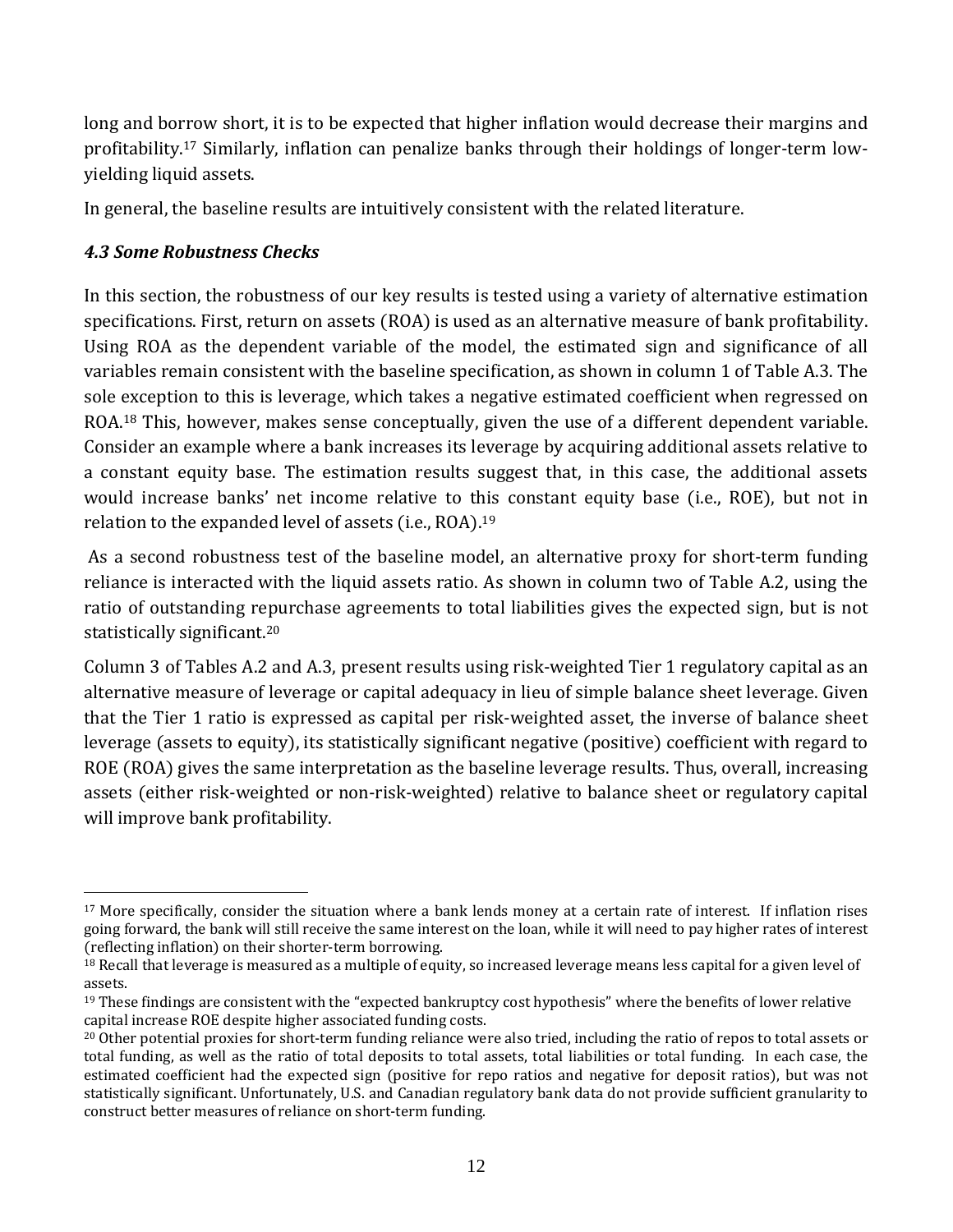long and borrow short, it is to be expected that higher inflation would decrease their margins and profitability.[17] Similarly, inflation can penalize banks through their holdings of longer-term low-yielding liquid assets.

In general, the baseline results are intuitively consistent with the related literature.

### *4.3 Some Robustness Checks*

In this section, the robustness of our key results is tested using a variety of alternative estimation specifications. First, return on assets (ROA) is used as an alternative measure of bank profitability. Using ROA as the dependent variable of the model, the estimated sign and significance of all variables remain consistent with the baseline specification, as shown in column 1 of Table A.3. The sole exception to this is leverage, which takes a negative estimated coefficient when regressed on ROA.[18] This, however, makes sense conceptually, given the use of a different dependent variable. Consider an example where a bank increases its leverage by acquiring additional assets relative to a constant equity base. The estimation results suggest that, in this case, the additional assets would increase banks' net income relative to this constant equity base (i.e., ROE), but not in relation to the expanded level of assets (i.e., ROA).[19]

As a second robustness test of the baseline model, an alternative proxy for short-term funding reliance is interacted with the liquid assets ratio. As shown in column two of Table A.2, using the ratio of outstanding repurchase agreements to total liabilities gives the expected sign, but is not statistically significant.[20]

Column 3 of Tables A.2 and A.3, present results using risk-weighted Tier 1 regulatory capital as an alternative measure of leverage or capital adequacy in lieu of simple balance sheet leverage. Given that the Tier 1 ratio is expressed as capital per risk-weighted asset, the inverse of balance sheet leverage (assets to equity), its statistically significant negative (positive) coefficient with regard to ROE (ROA) gives the same interpretation as the baseline leverage results. Thus, overall, increasing assets (either risk-weighted or non-risk-weighted) relative to balance sheet or regulatory capital will improve bank profitability.

---

[17] More specifically, consider the situation where a bank lends money at a certain rate of interest. If inflation rises going forward, the bank will still receive the same interest on the loan, while it will need to pay higher rates of interest (reflecting inflation) on their shorter-term borrowing.

[18] Recall that leverage is measured as a multiple of equity, so increased leverage means less capital for a given level of assets.

[19] These findings are consistent with the "expected bankruptcy cost hypothesis" where the benefits of lower relative capital increase ROE despite higher associated funding costs.

[20] Other potential proxies for short-term funding reliance were also tried, including the ratio of repos to total assets or total funding, as well as the ratio of total deposits to total assets, total liabilities or total funding. In each case, the estimated coefficient had the expected sign (positive for repo ratios and negative for deposit ratios), but was not statistically significant. Unfortunately, U.S. and Canadian regulatory bank data do not provide sufficient granularity to construct better measures of reliance on short-term funding.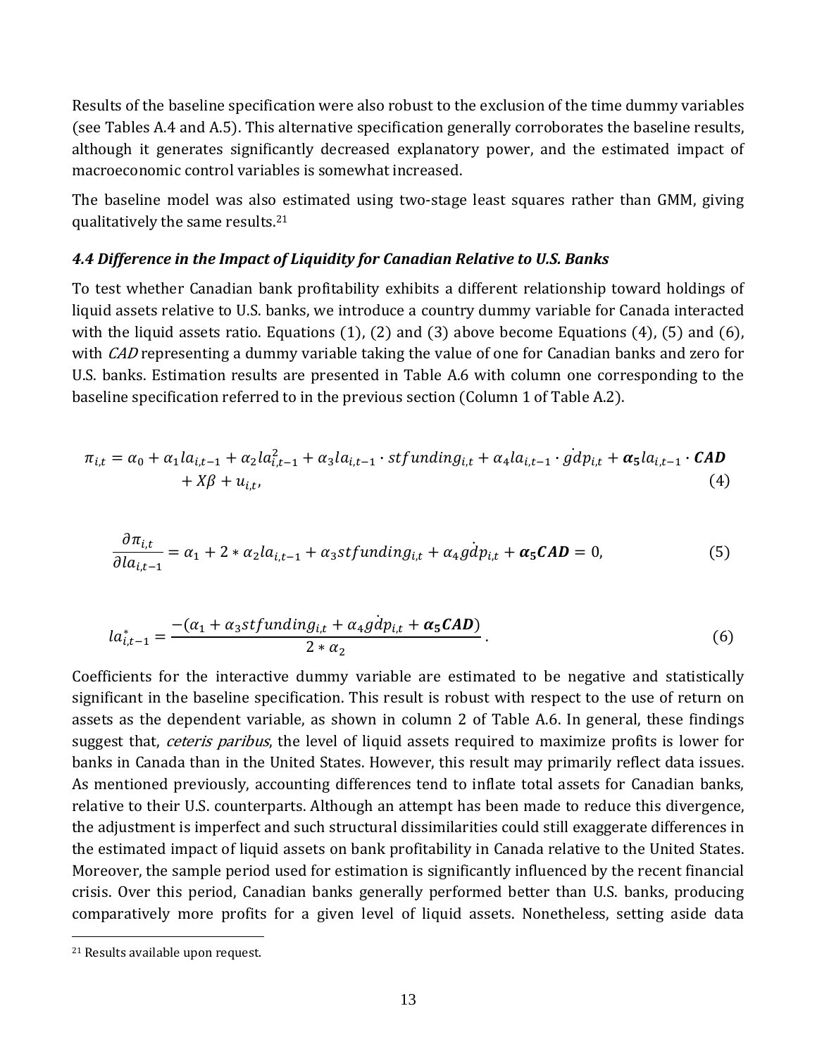Results of the baseline specification were also robust to the exclusion of the time dummy variables (see Tables A.4 and A.5). This alternative specification generally corroborates the baseline results, although it generates significantly decreased explanatory power, and the estimated impact of macroeconomic control variables is somewhat increased.

The baseline model was also estimated using two-stage least squares rather than GMM, giving qualitatively the same results.[21]

### *4.4 Difference in the Impact of Liquidity for Canadian Relative to U.S. Banks*

To test whether Canadian bank profitability exhibits a different relationship toward holdings of liquid assets relative to U.S. banks, we introduce a country dummy variable for Canada interacted with the liquid assets ratio. Equations (1), (2) and (3) above become Equations (4), (5) and (6), with *CAD* representing a dummy variable taking the value of one for Canadian banks and zero for U.S. banks. Estimation results are presented in Table A.6 with column one corresponding to the baseline specification referred to in the previous section (Column 1 of Table A.2).

$$\pi_{i,t} = \alpha_0 + \alpha_1 la_{i,t-1} + \alpha_2 la_{i,t-1}^2 + \alpha_3 la_{i,t-1} \cdot stfunding_{i,t} + \alpha_4 la_{i,t-1} \cdot \dot{gdp}_{i,t} + \boldsymbol{\alpha_5} la_{i,t-1} \cdot \boldsymbol{CAD} + X\beta + u_{i,t}, \tag{4}$$

$$\frac{\partial \pi_{i,t}}{\partial la_{i,t-1}} = \alpha_1 + 2 * \alpha_2 la_{i,t-1} + \alpha_3 stfunding_{i,t} + \alpha_4 \dot{gdp}_{i,t} + \boldsymbol{\alpha_5 CAD} = 0, \tag{5}$$

$$la_{i,t-1}^* = \frac{-(\alpha_1 + \alpha_3 stfunding_{i,t} + \alpha_4 \dot{gdp}_{i,t} + \boldsymbol{\alpha_5 CAD})}{2 * \alpha_2}. \tag{6}$$

Coefficients for the interactive dummy variable are estimated to be negative and statistically significant in the baseline specification. This result is robust with respect to the use of return on assets as the dependent variable, as shown in column 2 of Table A.6. In general, these findings suggest that, *ceteris paribus*, the level of liquid assets required to maximize profits is lower for banks in Canada than in the United States. However, this result may primarily reflect data issues. As mentioned previously, accounting differences tend to inflate total assets for Canadian banks, relative to their U.S. counterparts. Although an attempt has been made to reduce this divergence, the adjustment is imperfect and such structural dissimilarities could still exaggerate differences in the estimated impact of liquid assets on bank profitability in Canada relative to the United States. Moreover, the sample period used for estimation is significantly influenced by the recent financial crisis. Over this period, Canadian banks generally performed better than U.S. banks, producing comparatively more profits for a given level of liquid assets. Nonetheless, setting aside data

[21] Results available upon request.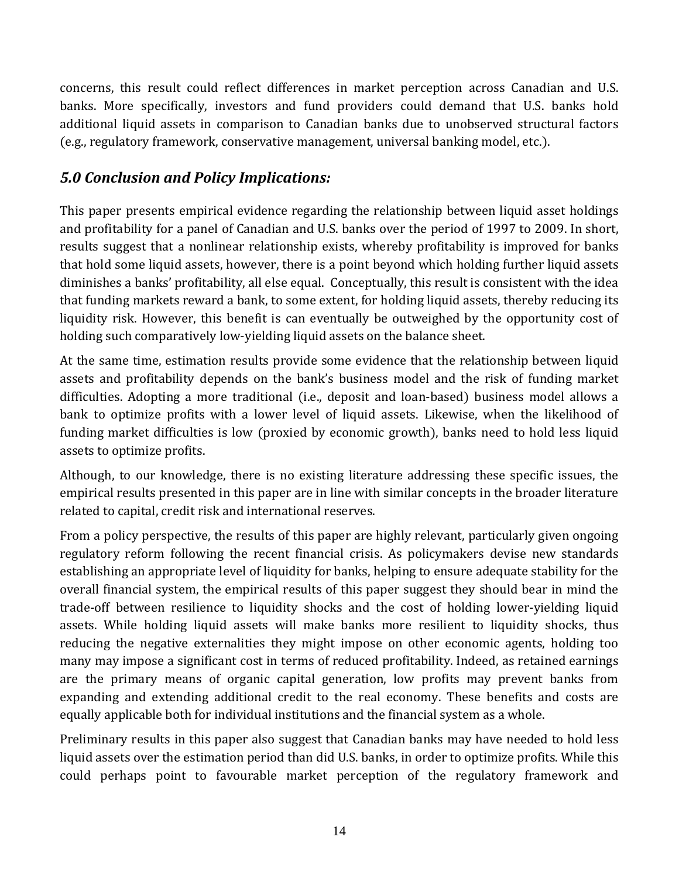concerns, this result could reflect differences in market perception across Canadian and U.S. banks. More specifically, investors and fund providers could demand that U.S. banks hold additional liquid assets in comparison to Canadian banks due to unobserved structural factors (e.g., regulatory framework, conservative management, universal banking model, etc.).

## *5.0 Conclusion and Policy Implications:*

This paper presents empirical evidence regarding the relationship between liquid asset holdings and profitability for a panel of Canadian and U.S. banks over the period of 1997 to 2009. In short, results suggest that a nonlinear relationship exists, whereby profitability is improved for banks that hold some liquid assets, however, there is a point beyond which holding further liquid assets diminishes a banks' profitability, all else equal. Conceptually, this result is consistent with the idea that funding markets reward a bank, to some extent, for holding liquid assets, thereby reducing its liquidity risk. However, this benefit is can eventually be outweighed by the opportunity cost of holding such comparatively low-yielding liquid assets on the balance sheet.

At the same time, estimation results provide some evidence that the relationship between liquid assets and profitability depends on the bank's business model and the risk of funding market difficulties. Adopting a more traditional (i.e., deposit and loan-based) business model allows a bank to optimize profits with a lower level of liquid assets. Likewise, when the likelihood of funding market difficulties is low (proxied by economic growth), banks need to hold less liquid assets to optimize profits.

Although, to our knowledge, there is no existing literature addressing these specific issues, the empirical results presented in this paper are in line with similar concepts in the broader literature related to capital, credit risk and international reserves.

From a policy perspective, the results of this paper are highly relevant, particularly given ongoing regulatory reform following the recent financial crisis. As policymakers devise new standards establishing an appropriate level of liquidity for banks, helping to ensure adequate stability for the overall financial system, the empirical results of this paper suggest they should bear in mind the trade-off between resilience to liquidity shocks and the cost of holding lower-yielding liquid assets. While holding liquid assets will make banks more resilient to liquidity shocks, thus reducing the negative externalities they might impose on other economic agents, holding too many may impose a significant cost in terms of reduced profitability. Indeed, as retained earnings are the primary means of organic capital generation, low profits may prevent banks from expanding and extending additional credit to the real economy. These benefits and costs are equally applicable both for individual institutions and the financial system as a whole.

Preliminary results in this paper also suggest that Canadian banks may have needed to hold less liquid assets over the estimation period than did U.S. banks, in order to optimize profits. While this could perhaps point to favourable market perception of the regulatory framework and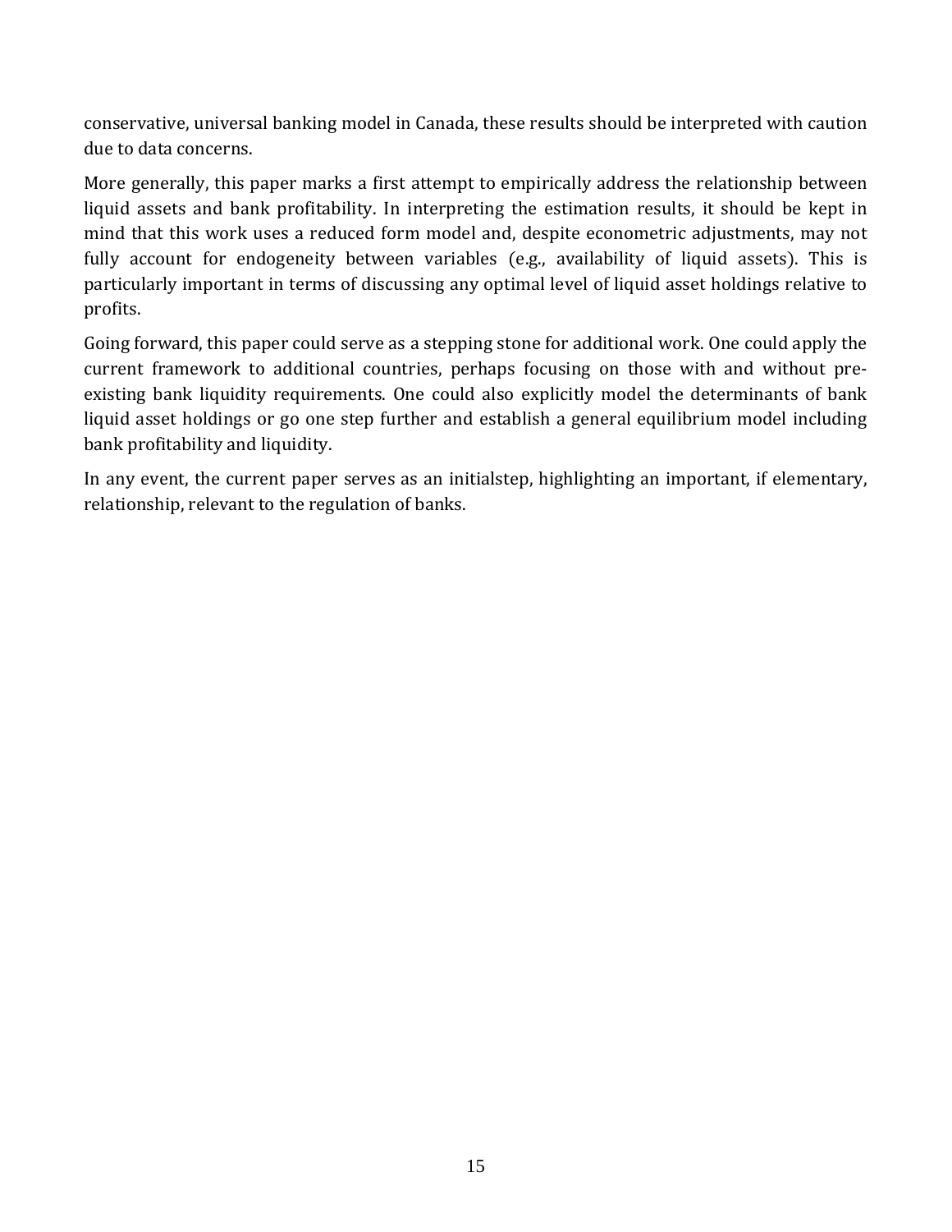conservative, universal banking model in Canada, these results should be interpreted with caution due to data concerns.

More generally, this paper marks a first attempt to empirically address the relationship between liquid assets and bank profitability. In interpreting the estimation results, it should be kept in mind that this work uses a reduced form model and, despite econometric adjustments, may not fully account for endogeneity between variables (e.g., availability of liquid assets). This is particularly important in terms of discussing any optimal level of liquid asset holdings relative to profits.

Going forward, this paper could serve as a stepping stone for additional work. One could apply the current framework to additional countries, perhaps focusing on those with and without pre-existing bank liquidity requirements. One could also explicitly model the determinants of bank liquid asset holdings or go one step further and establish a general equilibrium model including bank profitability and liquidity.

In any event, the current paper serves as an initialstep, highlighting an important, if elementary, relationship, relevant to the regulation of banks.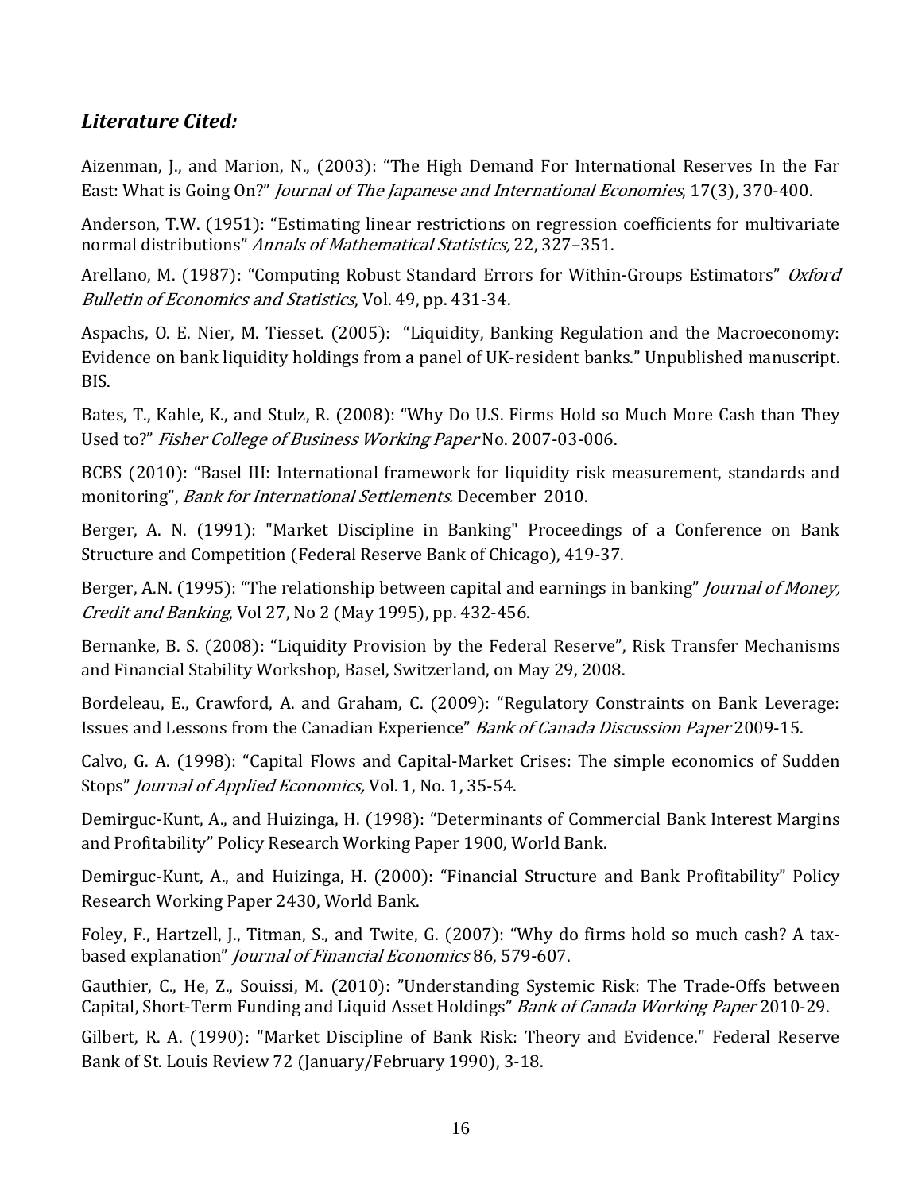### *Literature Cited:*

Aizenman, J., and Marion, N., (2003): "The High Demand For International Reserves In the Far East: What is Going On?" *Journal of The Japanese and International Economies*, 17(3), 370-400.

Anderson, T.W. (1951): "Estimating linear restrictions on regression coefficients for multivariate normal distributions" *Annals of Mathematical Statistics,* 22, 327–351.

Arellano, M. (1987): "Computing Robust Standard Errors for Within-Groups Estimators" *Oxford Bulletin of Economics and Statistics*, Vol. 49, pp. 431-34.

Aspachs, O. E. Nier, M. Tiesset. (2005): "Liquidity, Banking Regulation and the Macroeconomy: Evidence on bank liquidity holdings from a panel of UK-resident banks." Unpublished manuscript. BIS.

Bates, T., Kahle, K., and Stulz, R. (2008): "Why Do U.S. Firms Hold so Much More Cash than They Used to?" *Fisher College of Business Working Paper* No. 2007-03-006.

BCBS (2010): "Basel III: International framework for liquidity risk measurement, standards and monitoring", *Bank for International Settlements.* December 2010.

Berger, A. N. (1991): "Market Discipline in Banking" Proceedings of a Conference on Bank Structure and Competition (Federal Reserve Bank of Chicago), 419-37.

Berger, A.N. (1995): "The relationship between capital and earnings in banking" *Journal of Money, Credit and Banking*, Vol 27, No 2 (May 1995), pp. 432-456.

Bernanke, B. S. (2008): "Liquidity Provision by the Federal Reserve", Risk Transfer Mechanisms and Financial Stability Workshop, Basel, Switzerland, on May 29, 2008.

Bordeleau, E., Crawford, A. and Graham, C. (2009): "Regulatory Constraints on Bank Leverage: Issues and Lessons from the Canadian Experience" *Bank of Canada Discussion Paper* 2009-15.

Calvo, G. A. (1998): "Capital Flows and Capital-Market Crises: The simple economics of Sudden Stops" *Journal of Applied Economics,* Vol. 1, No. 1, 35-54.

Demirguc-Kunt, A., and Huizinga, H. (1998): "Determinants of Commercial Bank Interest Margins and Profitability" Policy Research Working Paper 1900, World Bank.

Demirguc-Kunt, A., and Huizinga, H. (2000): "Financial Structure and Bank Profitability" Policy Research Working Paper 2430, World Bank.

Foley, F., Hartzell, J., Titman, S., and Twite, G. (2007): "Why do firms hold so much cash? A tax-based explanation" *Journal of Financial Economics* 86, 579-607.

Gauthier, C., He, Z., Souissi, M. (2010): "Understanding Systemic Risk: The Trade-Offs between Capital, Short-Term Funding and Liquid Asset Holdings" *Bank of Canada Working Paper* 2010-29.

Gilbert, R. A. (1990): "Market Discipline of Bank Risk: Theory and Evidence." Federal Reserve Bank of St. Louis Review 72 (January/February 1990), 3-18.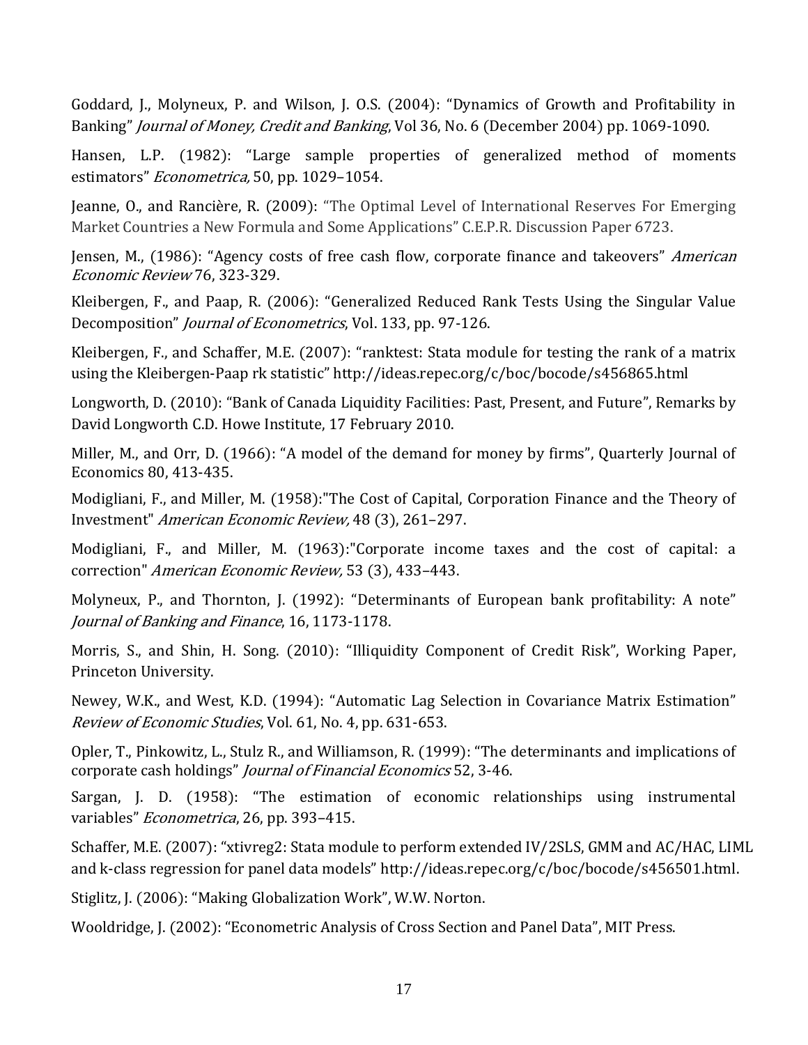Goddard, J., Molyneux, P. and Wilson, J. O.S. (2004): "Dynamics of Growth and Profitability in Banking" *Journal of Money, Credit and Banking*, Vol 36, No. 6 (December 2004) pp. 1069-1090.

Hansen, L.P. (1982): "Large sample properties of generalized method of moments estimators" *Econometrica,* 50, pp. 1029–1054.

Jeanne, O., and Rancière, R. (2009): "The Optimal Level of International Reserves For Emerging Market Countries a New Formula and Some Applications" C.E.P.R. Discussion Paper 6723.

Jensen, M., (1986): "Agency costs of free cash flow, corporate finance and takeovers" *American Economic Review* 76, 323-329.

Kleibergen, F., and Paap, R. (2006): "Generalized Reduced Rank Tests Using the Singular Value Decomposition" *Journal of Econometrics*, Vol. 133, pp. 97-126.

Kleibergen, F., and Schaffer, M.E. (2007): "ranktest: Stata module for testing the rank of a matrix using the Kleibergen-Paap rk statistic" http://ideas.repec.org/c/boc/bocode/s456865.html

Longworth, D. (2010): "Bank of Canada Liquidity Facilities: Past, Present, and Future", Remarks by David Longworth C.D. Howe Institute, 17 February 2010.

Miller, M., and Orr, D. (1966): "A model of the demand for money by firms", Quarterly Journal of Economics 80, 413-435.

Modigliani, F., and Miller, M. (1958):"The Cost of Capital, Corporation Finance and the Theory of Investment" *American Economic Review,* 48 (3), 261–297.

Modigliani, F., and Miller, M. (1963):"Corporate income taxes and the cost of capital: a correction" *American Economic Review,* 53 (3), 433–443.

Molyneux, P., and Thornton, J. (1992): "Determinants of European bank profitability: A note" *Journal of Banking and Finance*, 16, 1173-1178.

Morris, S., and Shin, H. Song. (2010): "Illiquidity Component of Credit Risk", Working Paper, Princeton University.

Newey, W.K., and West, K.D. (1994): "Automatic Lag Selection in Covariance Matrix Estimation" *Review of Economic Studies*, Vol. 61, No. 4, pp. 631-653.

Opler, T., Pinkowitz, L., Stulz R., and Williamson, R. (1999): "The determinants and implications of corporate cash holdings" *Journal of Financial Economics* 52, 3-46.

Sargan, J. D. (1958): "The estimation of economic relationships using instrumental variables" *Econometrica*, 26, pp. 393–415.

Schaffer, M.E. (2007): "xtivreg2: Stata module to perform extended IV/2SLS, GMM and AC/HAC, LIML and k-class regression for panel data models" http://ideas.repec.org/c/boc/bocode/s456501.html.

Stiglitz, J. (2006): "Making Globalization Work", W.W. Norton.

Wooldridge, J. (2002): "Econometric Analysis of Cross Section and Panel Data", MIT Press.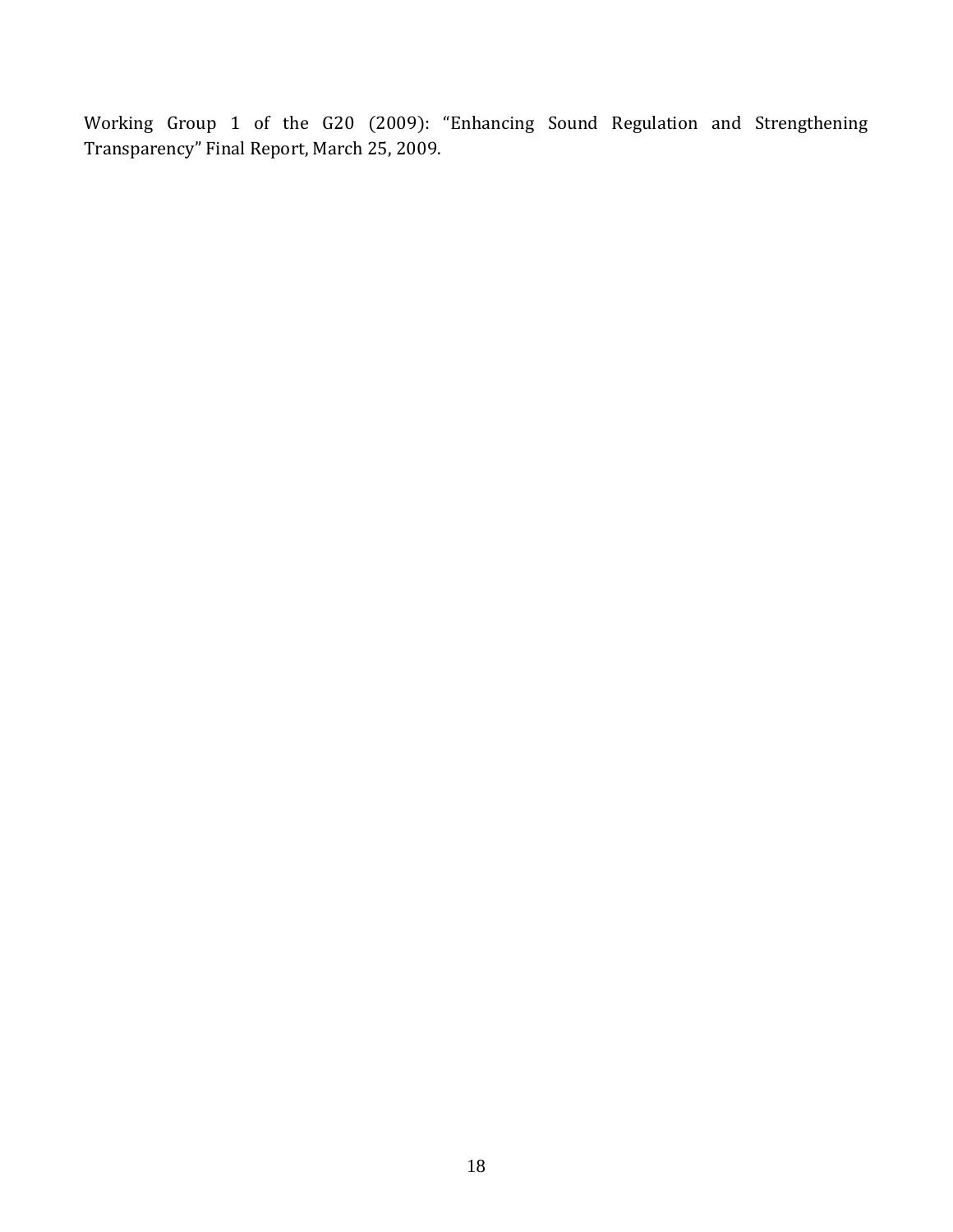Working Group 1 of the G20 (2009): "Enhancing Sound Regulation and Strengthening Transparency" Final Report, March 25, 2009.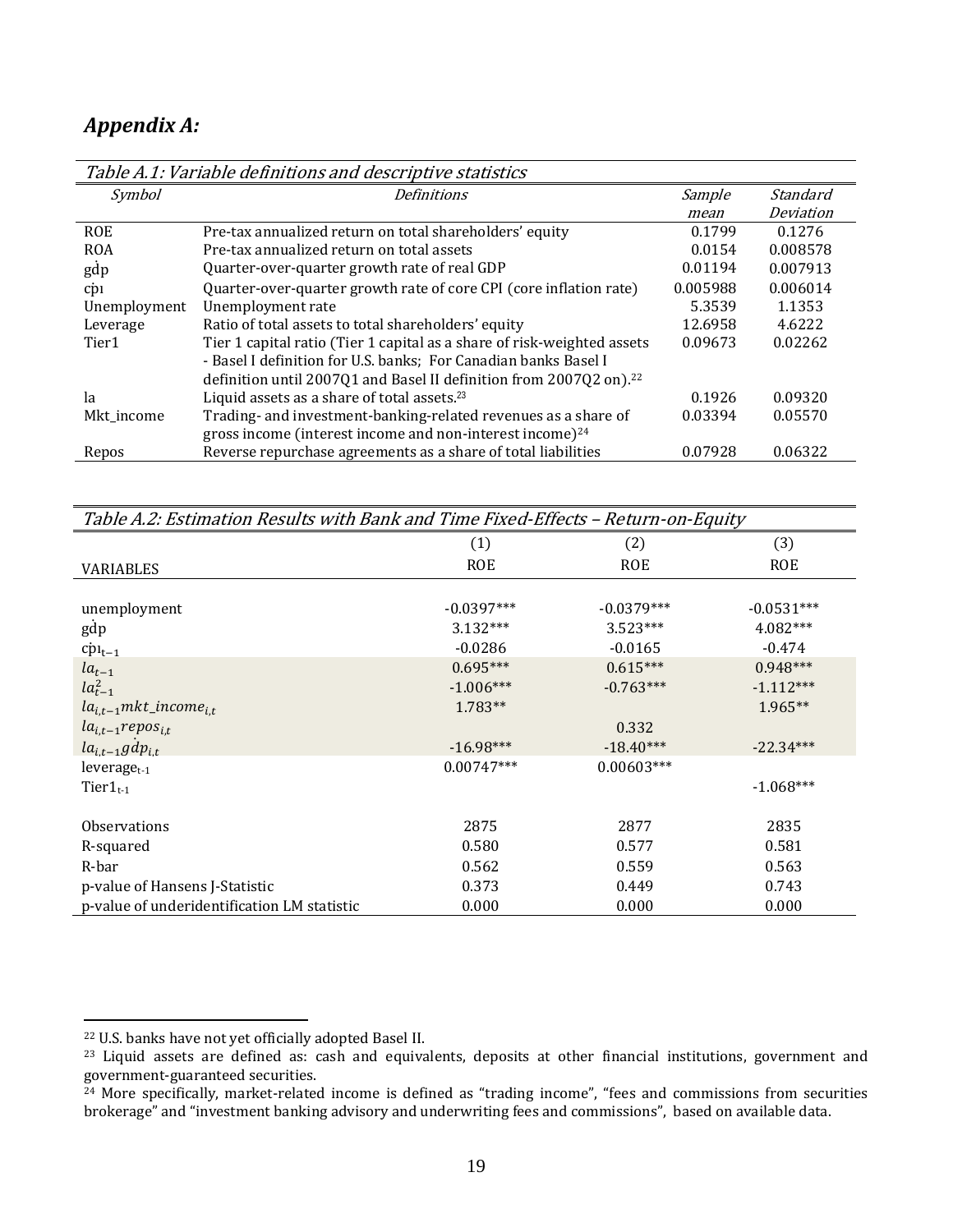# *Appendix A:*

*Table A.1: Variable definitions and descriptive statistics*

| *Symbol* | *Definitions* | *Sample mean* | *Standard Deviation* |
|---|---|---|---|
| ROE | Pre-tax annualized return on total shareholders' equity | 0.1799 | 0.1276 |
| ROA | Pre-tax annualized return on total assets | 0.0154 | 0.008578 |
| $\dot{gdp}$ | Quarter-over-quarter growth rate of real GDP | 0.01194 | 0.007913 |
| $\dot{cpi}$ | Quarter-over-quarter growth rate of core CPI (core inflation rate) | 0.005988 | 0.006014 |
| Unemployment | Unemployment rate | 5.3539 | 1.1353 |
| Leverage | Ratio of total assets to total shareholders' equity | 12.6958 | 4.6222 |
| Tier1 | Tier 1 capital ratio (Tier 1 capital as a share of risk-weighted assets - Basel I definition for U.S. banks; For Canadian banks Basel I definition until 2007Q1 and Basel II definition from 2007Q2 on).[22] | 0.09673 | 0.02262 |
| la | Liquid assets as a share of total assets.[23] | 0.1926 | 0.09320 |
| Mkt_income | Trading- and investment-banking-related revenues as a share of gross income (interest income and non-interest income)[24] | 0.03394 | 0.05570 |
| Repos | Reverse repurchase agreements as a share of total liabilities | 0.07928 | 0.06322 |

*Table A.2: Estimation Results with Bank and Time Fixed-Effects – Return-on-Equity*

| VARIABLES | (1) ROE | (2) ROE | (3) ROE |
|---|---|---|---|
| unemployment | -0.0397*** | -0.0379*** | -0.0531*** |
| $\dot{gdp}$ | 3.132*** | 3.523*** | 4.082*** |
| $\dot{cpi}_{t-1}$ | -0.0286 | -0.0165 | -0.474 |
| $la_{t-1}$ | 0.695*** | 0.615*** | 0.948*** |
| $la_{t-1}^2$ | -1.006*** | -0.763*** | -1.112*** |
| $la_{i,t-1}mkt\_income_{i,t}$ | 1.783** | | 1.965** |
| $la_{i,t-1}repos_{i,t}$ | | 0.332 | |
| $la_{i,t-1}\dot{gdp}_{i,t}$ | -16.98*** | -18.40*** | -22.34*** |
| $\text{leverage}_{t-1}$ | 0.00747*** | 0.00603*** | |
| $\text{Tier1}_{t-1}$ | | | -1.068*** |
| Observations | 2875 | 2877 | 2835 |
| R-squared | 0.580 | 0.577 | 0.581 |
| R-bar | 0.562 | 0.559 | 0.563 |
| p-value of Hansens J-Statistic | 0.373 | 0.449 | 0.743 |
| p-value of underidentification LM statistic | 0.000 | 0.000 | 0.000 |

[22] U.S. banks have not yet officially adopted Basel II.

[23] Liquid assets are defined as: cash and equivalents, deposits at other financial institutions, government and government-guaranteed securities.

[24] More specifically, market-related income is defined as "trading income", "fees and commissions from securities brokerage" and "investment banking advisory and underwriting fees and commissions", based on available data.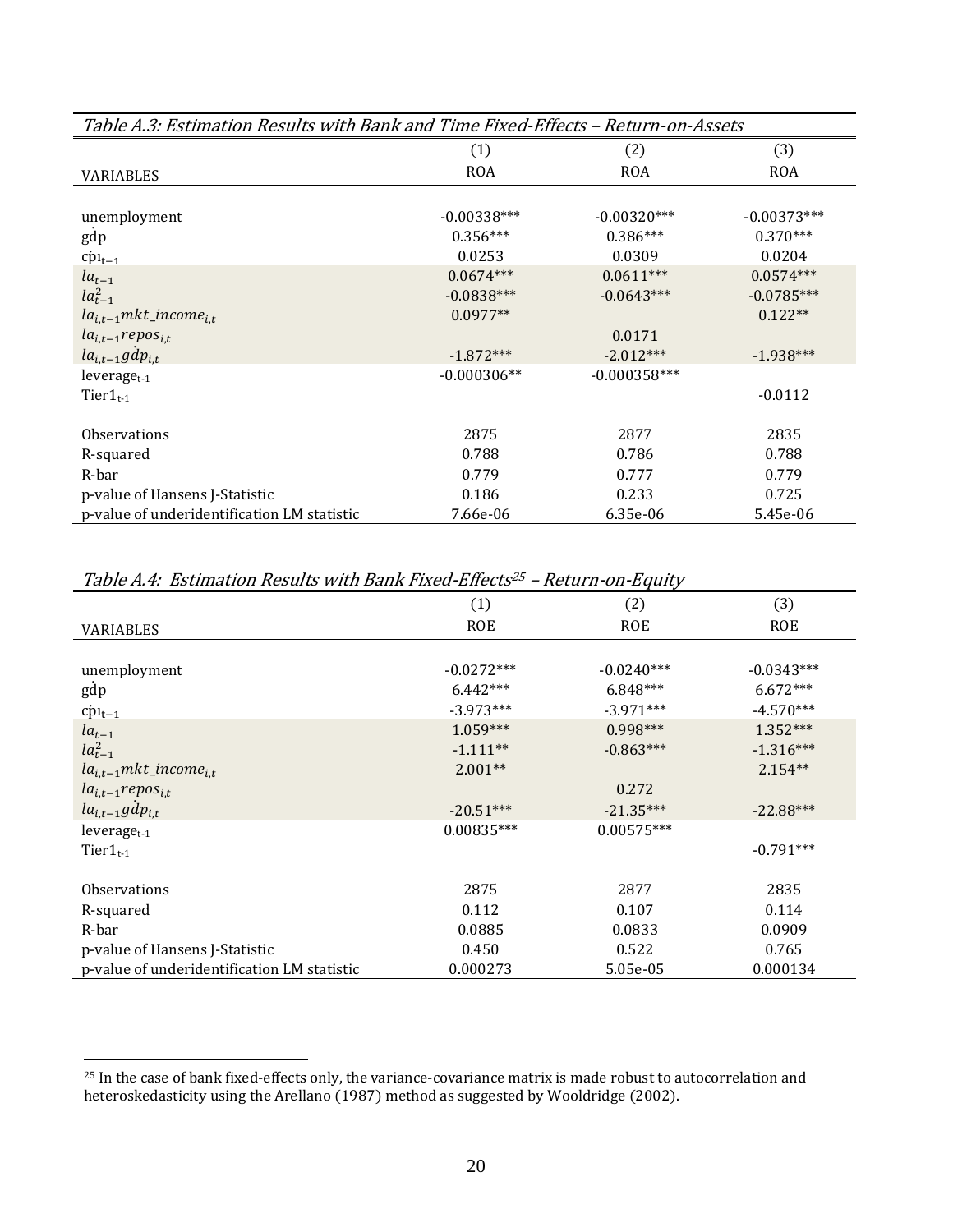*Table A.3: Estimation Results with Bank and Time Fixed-Effects – Return-on-Assets*

| VARIABLES | (1) ROA | (2) ROA | (3) ROA |
|---|---|---|---|
| unemployment | -0.00338*** | -0.00320*** | -0.00373*** |
| $\dot{gdp}$ | 0.356*** | 0.386*** | 0.370*** |
| $\dot{cpi}_{t-1}$ | 0.0253 | 0.0309 | 0.0204 |
| $la_{t-1}$ | 0.0674*** | 0.0611*** | 0.0574*** |
| $la_{t-1}^2$ | -0.0838*** | -0.0643*** | -0.0785*** |
| $la_{i,t-1}mkt\_income_{i,t}$ | 0.0977** | | 0.122** |
| $la_{i,t-1}repos_{i,t}$ | | 0.0171 | |
| $la_{i,t-1}\dot{gdp}_{i,t}$ | -1.872*** | -2.012*** | -1.938*** |
| leverage$_{t-1}$ | -0.000306** | -0.000358*** | |
| Tier1$_{t-1}$ | | | -0.0112 |
| Observations | 2875 | 2877 | 2835 |
| R-squared | 0.788 | 0.786 | 0.788 |
| R-bar | 0.779 | 0.777 | 0.779 |
| p-value of Hansens J-Statistic | 0.186 | 0.233 | 0.725 |
| p-value of underidentification LM statistic | 7.66e-06 | 6.35e-06 | 5.45e-06 |

*Table A.4: Estimation Results with Bank Fixed-Effects[25] – Return-on-Equity*

| VARIABLES | (1) ROE | (2) ROE | (3) ROE |
|---|---|---|---|
| unemployment | -0.0272*** | -0.0240*** | -0.0343*** |
| $\dot{gdp}$ | 6.442*** | 6.848*** | 6.672*** |
| $\dot{cpi}_{t-1}$ | -3.973*** | -3.971*** | -4.570*** |
| $la_{t-1}$ | 1.059*** | 0.998*** | 1.352*** |
| $la_{t-1}^2$ | -1.111** | -0.863*** | -1.316*** |
| $la_{i,t-1}mkt\_income_{i,t}$ | 2.001** | | 2.154** |
| $la_{i,t-1}repos_{i,t}$ | | 0.272 | |
| $la_{i,t-1}\dot{gdp}_{i,t}$ | -20.51*** | -21.35*** | -22.88*** |
| leverage$_{t-1}$ | 0.00835*** | 0.00575*** | |
| Tier1$_{t-1}$ | | | -0.791*** |
| Observations | 2875 | 2877 | 2835 |
| R-squared | 0.112 | 0.107 | 0.114 |
| R-bar | 0.0885 | 0.0833 | 0.0909 |
| p-value of Hansens J-Statistic | 0.450 | 0.522 | 0.765 |
| p-value of underidentification LM statistic | 0.000273 | 5.05e-05 | 0.000134 |

[25] In the case of bank fixed-effects only, the variance-covariance matrix is made robust to autocorrelation and heteroskedasticity using the Arellano (1987) method as suggested by Wooldridge (2002).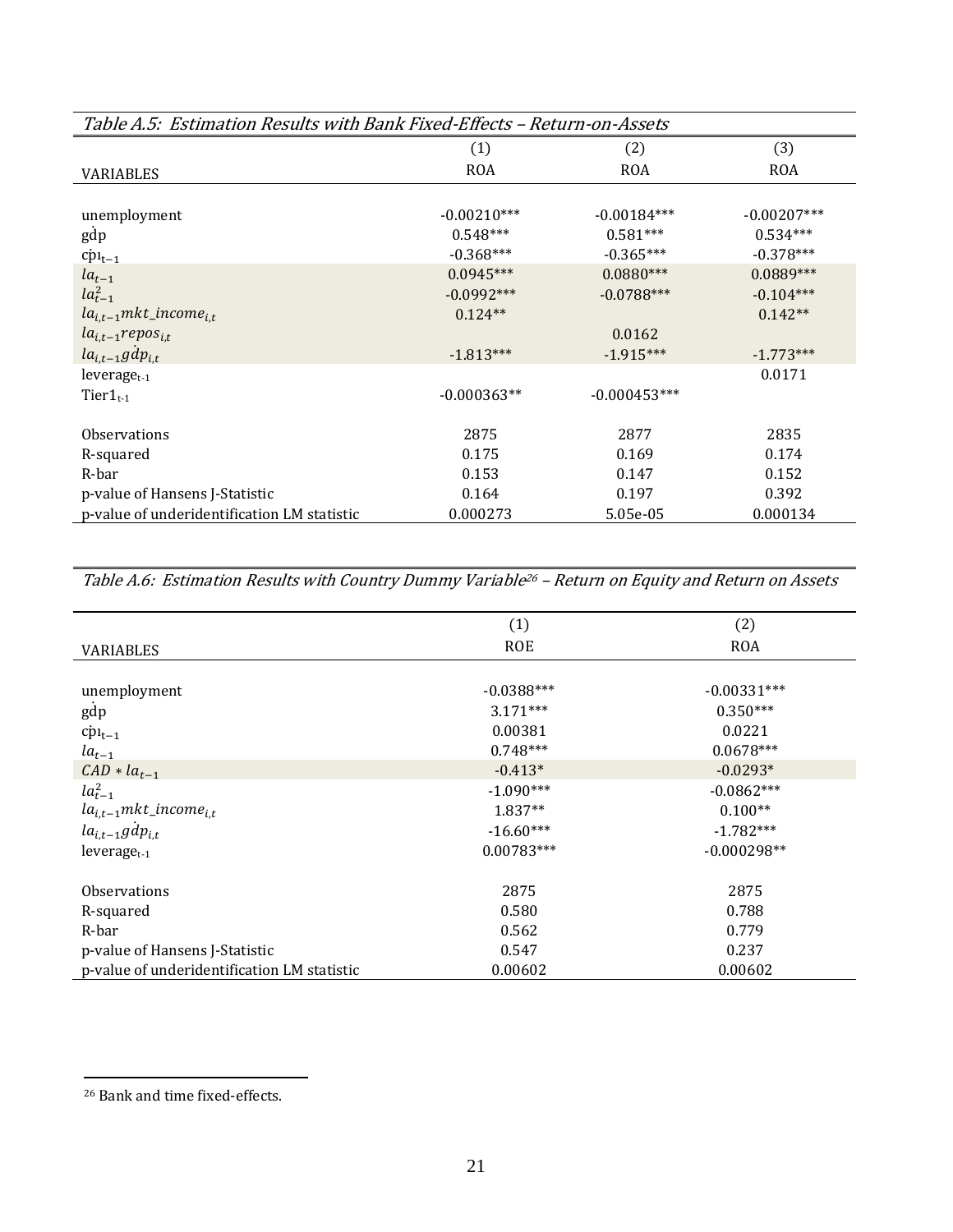*Table A.5: Estimation Results with Bank Fixed-Effects – Return-on-Assets*

| VARIABLES | (1) ROA | (2) ROA | (3) ROA |
|---|---|---|---|
| unemployment | -0.00210*** | -0.00184*** | -0.00207*** |
| $\dot{gdp}$ | 0.548*** | 0.581*** | 0.534*** |
| $\dot{cpi}_{t-1}$ | -0.368*** | -0.365*** | -0.378*** |
| $la_{t-1}$ | 0.0945*** | 0.0880*** | 0.0889*** |
| $la_{t-1}^2$ | -0.0992*** | -0.0788*** | -0.104*** |
| $la_{i,t-1}mkt\_income_{i,t}$ | 0.124** | | 0.142** |
| $la_{i,t-1}\dot{repos}_{i,t}$ | | 0.0162 | |
| $la_{i,t-1}\dot{gdp}_{i,t}$ | -1.813*** | -1.915*** | -1.773*** |
| $leverage_{t-1}$ | | | 0.0171 |
| $Tier1_{t-1}$ | -0.000363** | -0.000453*** | |
| Observations | 2875 | 2877 | 2835 |
| R-squared | 0.175 | 0.169 | 0.174 |
| R-bar | 0.153 | 0.147 | 0.152 |
| p-value of Hansens J-Statistic | 0.164 | 0.197 | 0.392 |
| p-value of underidentification LM statistic | 0.000273 | 5.05e-05 | 0.000134 |

*Table A.6: Estimation Results with Country Dummy Variable[26] – Return on Equity and Return on Assets*

| VARIABLES | (1) ROE | (2) ROA |
|---|---|---|
| unemployment | -0.0388*** | -0.00331*** |
| $\dot{gdp}$ | 3.171*** | 0.350*** |
| $\dot{cpi}_{t-1}$ | 0.00381 | 0.0221 |
| $la_{t-1}$ | 0.748*** | 0.0678*** |
| $CAD * la_{t-1}$ | -0.413* | -0.0293* |
| $la_{t-1}^2$ | -1.090*** | -0.0862*** |
| $la_{i,t-1}mkt\_income_{i,t}$ | 1.837** | 0.100** |
| $la_{i,t-1}\dot{gdp}_{i,t}$ | -16.60*** | -1.782*** |
| $leverage_{t-1}$ | 0.00783*** | -0.000298** |
| Observations | 2875 | 2875 |
| R-squared | 0.580 | 0.788 |
| R-bar | 0.562 | 0.779 |
| p-value of Hansens J-Statistic | 0.547 | 0.237 |
| p-value of underidentification LM statistic | 0.00602 | 0.00602 |

[26] Bank and time fixed-effects.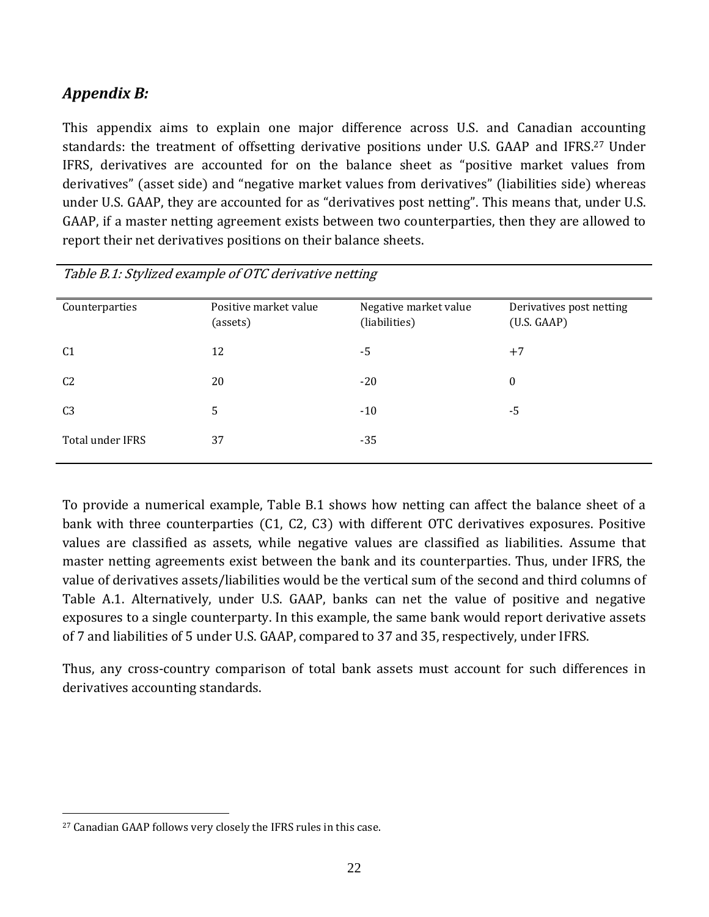## *Appendix B:*

This appendix aims to explain one major difference across U.S. and Canadian accounting standards: the treatment of offsetting derivative positions under U.S. GAAP and IFRS.[27] Under IFRS, derivatives are accounted for on the balance sheet as "positive market values from derivatives" (asset side) and "negative market values from derivatives" (liabilities side) whereas under U.S. GAAP, they are accounted for as "derivatives post netting". This means that, under U.S. GAAP, if a master netting agreement exists between two counterparties, then they are allowed to report their net derivatives positions on their balance sheets.

*Table B.1: Stylized example of OTC derivative netting*

| Counterparties | Positive market value (assets) | Negative market value (liabilities) | Derivatives post netting (U.S. GAAP) |
|---|---|---|---|
| C1 | 12 | -5 | +7 |
| C2 | 20 | -20 | 0 |
| C3 | 5 | -10 | -5 |
| Total under IFRS | 37 | -35 | |

To provide a numerical example, Table B.1 shows how netting can affect the balance sheet of a bank with three counterparties (C1, C2, C3) with different OTC derivatives exposures. Positive values are classified as assets, while negative values are classified as liabilities. Assume that master netting agreements exist between the bank and its counterparties. Thus, under IFRS, the value of derivatives assets/liabilities would be the vertical sum of the second and third columns of Table A.1. Alternatively, under U.S. GAAP, banks can net the value of positive and negative exposures to a single counterparty. In this example, the same bank would report derivative assets of 7 and liabilities of 5 under U.S. GAAP, compared to 37 and 35, respectively, under IFRS.

Thus, any cross-country comparison of total bank assets must account for such differences in derivatives accounting standards.

[27] Canadian GAAP follows very closely the IFRS rules in this case.